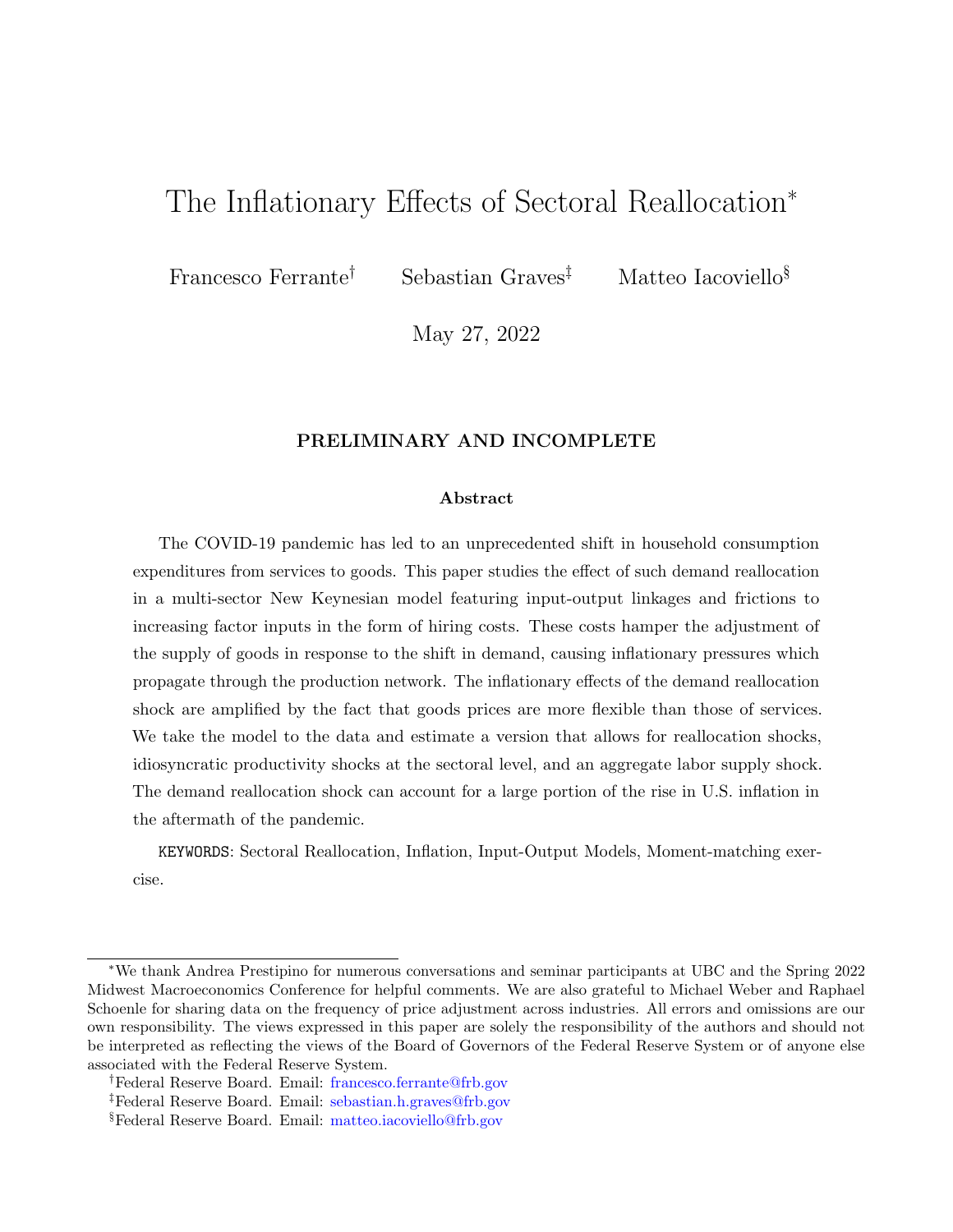# The Inflationary Effects of Sectoral Reallocation*

Francesco Ferrante[†] Sebastian Graves[‡] Matteo Iacoviello[§]

May 27, 2022

**PRELIMINARY AND INCOMPLETE**

### Abstract

The COVID-19 pandemic has led to an unprecedented shift in household consumption expenditures from services to goods. This paper studies the effect of such demand reallocation in a multi-sector New Keynesian model featuring input-output linkages and frictions to increasing factor inputs in the form of hiring costs. These costs hamper the adjustment of the supply of goods in response to the shift in demand, causing inflationary pressures which propagate through the production network. The inflationary effects of the demand reallocation shock are amplified by the fact that goods prices are more flexible than those of services. We take the model to the data and estimate a version that allows for reallocation shocks, idiosyncratic productivity shocks at the sectoral level, and an aggregate labor supply shock. The demand reallocation shock can account for a large portion of the rise in U.S. inflation in the aftermath of the pandemic.

KEYWORDS: Sectoral Reallocation, Inflation, Input-Output Models, Moment-matching exercise.

---

*We thank Andrea Prestipino for numerous conversations and seminar participants at UBC and the Spring 2022 Midwest Macroeconomics Conference for helpful comments. We are also grateful to Michael Weber and Raphael Schoenle for sharing data on the frequency of price adjustment across industries. All errors and omissions are our own responsibility. The views expressed in this paper are solely the responsibility of the authors and should not be interpreted as reflecting the views of the Board of Governors of the Federal Reserve System or of anyone else associated with the Federal Reserve System.

[†]Federal Reserve Board. Email: francesco.ferrante@frb.gov

[‡]Federal Reserve Board. Email: sebastian.h.graves@frb.gov

[§]Federal Reserve Board. Email: matteo.iacoviello@frb.gov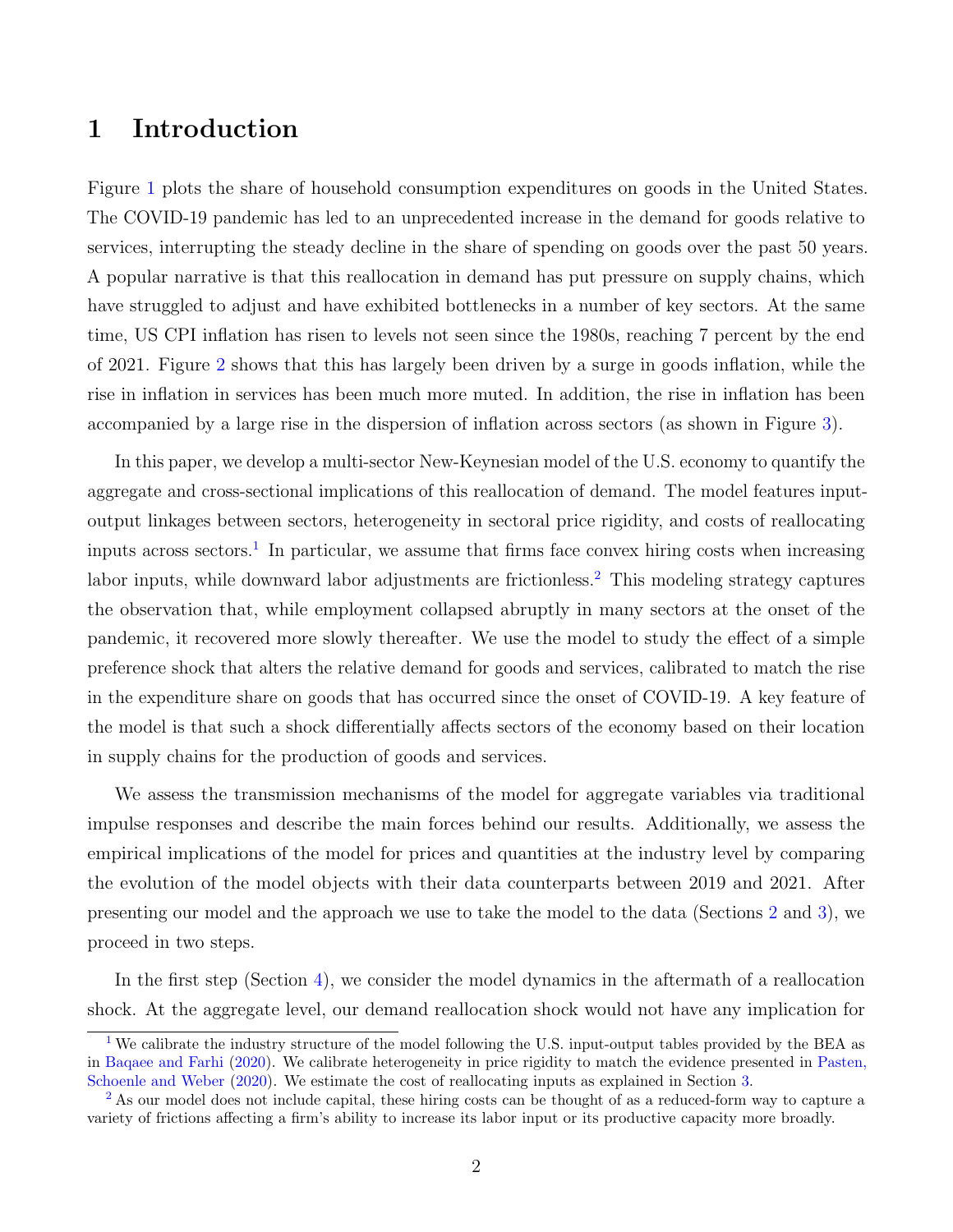# 1 Introduction

Figure 1 plots the share of household consumption expenditures on goods in the United States. The COVID-19 pandemic has led to an unprecedented increase in the demand for goods relative to services, interrupting the steady decline in the share of spending on goods over the past 50 years. A popular narrative is that this reallocation in demand has put pressure on supply chains, which have struggled to adjust and have exhibited bottlenecks in a number of key sectors. At the same time, US CPI inflation has risen to levels not seen since the 1980s, reaching 7 percent by the end of 2021. Figure 2 shows that this has largely been driven by a surge in goods inflation, while the rise in inflation in services has been much more muted. In addition, the rise in inflation has been accompanied by a large rise in the dispersion of inflation across sectors (as shown in Figure 3).

In this paper, we develop a multi-sector New-Keynesian model of the U.S. economy to quantify the aggregate and cross-sectional implications of this reallocation of demand. The model features input-output linkages between sectors, heterogeneity in sectoral price rigidity, and costs of reallocating inputs across sectors.[1] In particular, we assume that firms face convex hiring costs when increasing labor inputs, while downward labor adjustments are frictionless.[2] This modeling strategy captures the observation that, while employment collapsed abruptly in many sectors at the onset of the pandemic, it recovered more slowly thereafter. We use the model to study the effect of a simple preference shock that alters the relative demand for goods and services, calibrated to match the rise in the expenditure share on goods that has occurred since the onset of COVID-19. A key feature of the model is that such a shock differentially affects sectors of the economy based on their location in supply chains for the production of goods and services.

We assess the transmission mechanisms of the model for aggregate variables via traditional impulse responses and describe the main forces behind our results. Additionally, we assess the empirical implications of the model for prices and quantities at the industry level by comparing the evolution of the model objects with their data counterparts between 2019 and 2021. After presenting our model and the approach we use to take the model to the data (Sections 2 and 3), we proceed in two steps.

In the first step (Section 4), we consider the model dynamics in the aftermath of a reallocation shock. At the aggregate level, our demand reallocation shock would not have any implication for

[1] We calibrate the industry structure of the model following the U.S. input-output tables provided by the BEA as in Baqaee and Farhi (2020). We calibrate heterogeneity in price rigidity to match the evidence presented in Pasten, Schoenle and Weber (2020). We estimate the cost of reallocating inputs as explained in Section 3.

[2] As our model does not include capital, these hiring costs can be thought of as a reduced-form way to capture a variety of frictions affecting a firm's ability to increase its labor input or its productive capacity more broadly.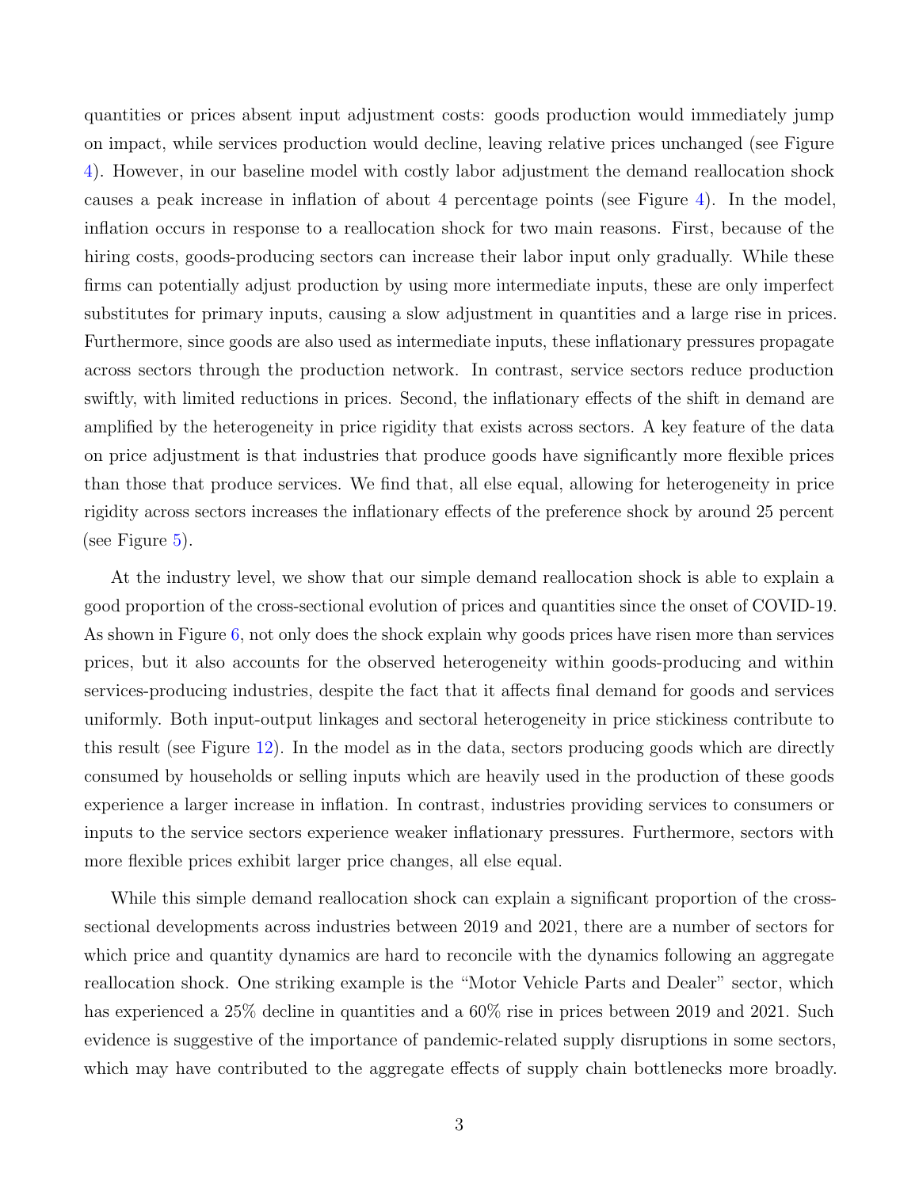quantities or prices absent input adjustment costs: goods production would immediately jump on impact, while services production would decline, leaving relative prices unchanged (see Figure 4). However, in our baseline model with costly labor adjustment the demand reallocation shock causes a peak increase in inflation of about 4 percentage points (see Figure 4). In the model, inflation occurs in response to a reallocation shock for two main reasons. First, because of the hiring costs, goods-producing sectors can increase their labor input only gradually. While these firms can potentially adjust production by using more intermediate inputs, these are only imperfect substitutes for primary inputs, causing a slow adjustment in quantities and a large rise in prices. Furthermore, since goods are also used as intermediate inputs, these inflationary pressures propagate across sectors through the production network. In contrast, service sectors reduce production swiftly, with limited reductions in prices. Second, the inflationary effects of the shift in demand are amplified by the heterogeneity in price rigidity that exists across sectors. A key feature of the data on price adjustment is that industries that produce goods have significantly more flexible prices than those that produce services. We find that, all else equal, allowing for heterogeneity in price rigidity across sectors increases the inflationary effects of the preference shock by around 25 percent (see Figure 5).

At the industry level, we show that our simple demand reallocation shock is able to explain a good proportion of the cross-sectional evolution of prices and quantities since the onset of COVID-19. As shown in Figure 6, not only does the shock explain why goods prices have risen more than services prices, but it also accounts for the observed heterogeneity within goods-producing and within services-producing industries, despite the fact that it affects final demand for goods and services uniformly. Both input-output linkages and sectoral heterogeneity in price stickiness contribute to this result (see Figure 12). In the model as in the data, sectors producing goods which are directly consumed by households or selling inputs which are heavily used in the production of these goods experience a larger increase in inflation. In contrast, industries providing services to consumers or inputs to the service sectors experience weaker inflationary pressures. Furthermore, sectors with more flexible prices exhibit larger price changes, all else equal.

While this simple demand reallocation shock can explain a significant proportion of the cross-sectional developments across industries between 2019 and 2021, there are a number of sectors for which price and quantity dynamics are hard to reconcile with the dynamics following an aggregate reallocation shock. One striking example is the "Motor Vehicle Parts and Dealer" sector, which has experienced a 25% decline in quantities and a 60% rise in prices between 2019 and 2021. Such evidence is suggestive of the importance of pandemic-related supply disruptions in some sectors, which may have contributed to the aggregate effects of supply chain bottlenecks more broadly.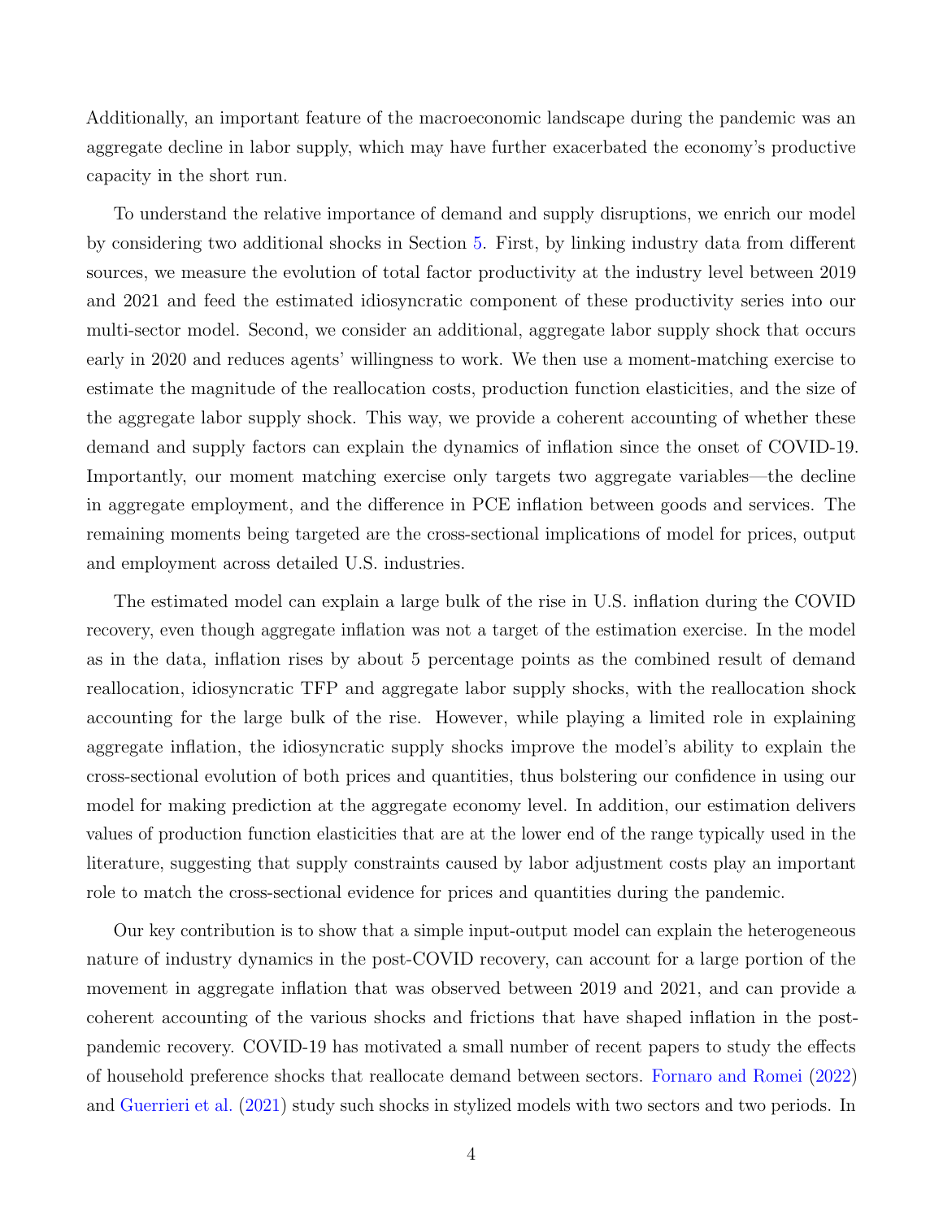Additionally, an important feature of the macroeconomic landscape during the pandemic was an aggregate decline in labor supply, which may have further exacerbated the economy's productive capacity in the short run.

To understand the relative importance of demand and supply disruptions, we enrich our model by considering two additional shocks in Section 5. First, by linking industry data from different sources, we measure the evolution of total factor productivity at the industry level between 2019 and 2021 and feed the estimated idiosyncratic component of these productivity series into our multi-sector model. Second, we consider an additional, aggregate labor supply shock that occurs early in 2020 and reduces agents' willingness to work. We then use a moment-matching exercise to estimate the magnitude of the reallocation costs, production function elasticities, and the size of the aggregate labor supply shock. This way, we provide a coherent accounting of whether these demand and supply factors can explain the dynamics of inflation since the onset of COVID-19. Importantly, our moment matching exercise only targets two aggregate variables—the decline in aggregate employment, and the difference in PCE inflation between goods and services. The remaining moments being targeted are the cross-sectional implications of model for prices, output and employment across detailed U.S. industries.

The estimated model can explain a large bulk of the rise in U.S. inflation during the COVID recovery, even though aggregate inflation was not a target of the estimation exercise. In the model as in the data, inflation rises by about 5 percentage points as the combined result of demand reallocation, idiosyncratic TFP and aggregate labor supply shocks, with the reallocation shock accounting for the large bulk of the rise. However, while playing a limited role in explaining aggregate inflation, the idiosyncratic supply shocks improve the model's ability to explain the cross-sectional evolution of both prices and quantities, thus bolstering our confidence in using our model for making prediction at the aggregate economy level. In addition, our estimation delivers values of production function elasticities that are at the lower end of the range typically used in the literature, suggesting that supply constraints caused by labor adjustment costs play an important role to match the cross-sectional evidence for prices and quantities during the pandemic.

Our key contribution is to show that a simple input-output model can explain the heterogeneous nature of industry dynamics in the post-COVID recovery, can account for a large portion of the movement in aggregate inflation that was observed between 2019 and 2021, and can provide a coherent accounting of the various shocks and frictions that have shaped inflation in the post-pandemic recovery. COVID-19 has motivated a small number of recent papers to study the effects of household preference shocks that reallocate demand between sectors. Fornaro and Romei (2022) and Guerrieri et al. (2021) study such shocks in stylized models with two sectors and two periods. In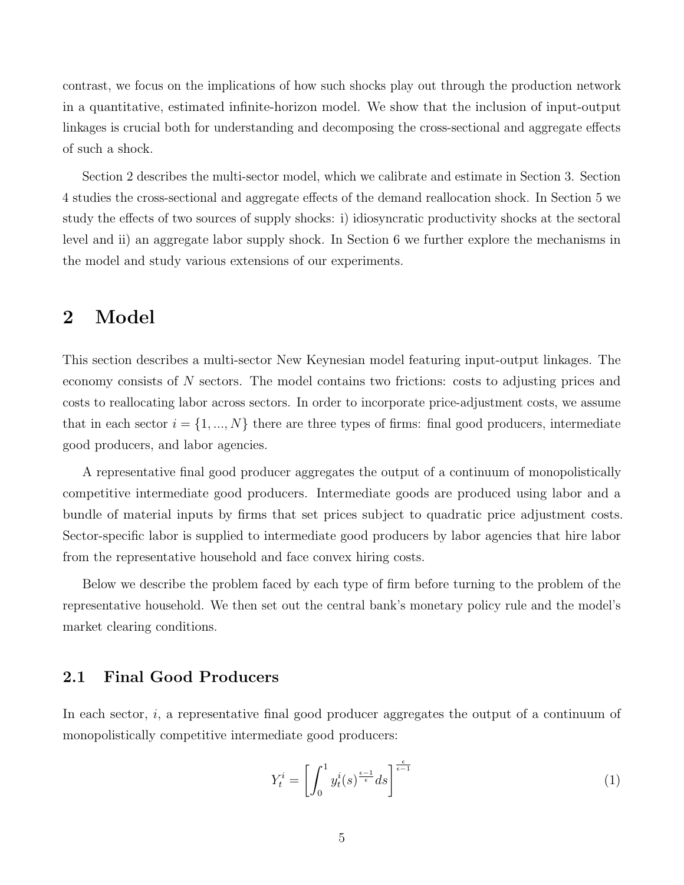contrast, we focus on the implications of how such shocks play out through the production network in a quantitative, estimated infinite-horizon model. We show that the inclusion of input-output linkages is crucial both for understanding and decomposing the cross-sectional and aggregate effects of such a shock.

Section 2 describes the multi-sector model, which we calibrate and estimate in Section 3. Section 4 studies the cross-sectional and aggregate effects of the demand reallocation shock. In Section 5 we study the effects of two sources of supply shocks: i) idiosyncratic productivity shocks at the sectoral level and ii) an aggregate labor supply shock. In Section 6 we further explore the mechanisms in the model and study various extensions of our experiments.

# 2 Model

This section describes a multi-sector New Keynesian model featuring input-output linkages. The economy consists of $N$ sectors. The model contains two frictions: costs to adjusting prices and costs to reallocating labor across sectors. In order to incorporate price-adjustment costs, we assume that in each sector $i = \{1, ..., N\}$ there are three types of firms: final good producers, intermediate good producers, and labor agencies.

A representative final good producer aggregates the output of a continuum of monopolistically competitive intermediate good producers. Intermediate goods are produced using labor and a bundle of material inputs by firms that set prices subject to quadratic price adjustment costs. Sector-specific labor is supplied to intermediate good producers by labor agencies that hire labor from the representative household and face convex hiring costs.

Below we describe the problem faced by each type of firm before turning to the problem of the representative household. We then set out the central bank's monetary policy rule and the model's market clearing conditions.

## 2.1 Final Good Producers

In each sector, $i$, a representative final good producer aggregates the output of a continuum of monopolistically competitive intermediate good producers:

$$Y_t^i = \left[ \int_0^1 y_t^i(s)^{\frac{\epsilon-1}{\epsilon}} ds \right]^{\frac{\epsilon}{\epsilon-1}} \tag{1}$$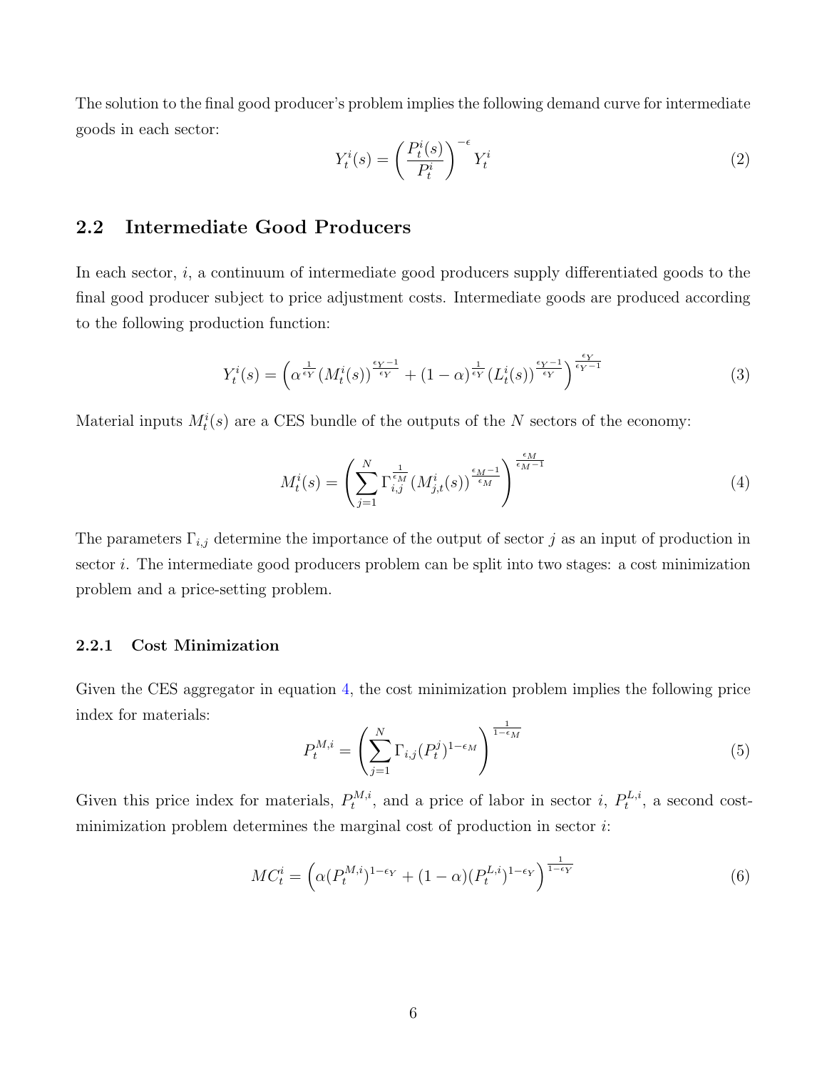The solution to the final good producer's problem implies the following demand curve for intermediate goods in each sector:

$$Y_t^i(s) = \left(\frac{P_t^i(s)}{P_t^i}\right)^{-\epsilon} Y_t^i \tag{2}$$

## 2.2 Intermediate Good Producers

In each sector, $i$, a continuum of intermediate good producers supply differentiated goods to the final good producer subject to price adjustment costs. Intermediate goods are produced according to the following production function:

$$Y_t^i(s) = \left(\alpha^{\frac{1}{\epsilon_Y}}(M_t^i(s))^{\frac{\epsilon_Y-1}{\epsilon_Y}} + (1-\alpha)^{\frac{1}{\epsilon_Y}}(L_t^i(s))^{\frac{\epsilon_Y-1}{\epsilon_Y}}\right)^{\frac{\epsilon_Y}{\epsilon_Y-1}} \tag{3}$$

Material inputs $M_t^i(s)$ are a CES bundle of the outputs of the $N$ sectors of the economy:

$$M_t^i(s) = \left(\sum_{j=1}^{N} \Gamma_{i,j}^{\frac{1}{\epsilon_M}} (M_{j,t}^i(s))^{\frac{\epsilon_M-1}{\epsilon_M}}\right)^{\frac{\epsilon_M}{\epsilon_M-1}} \tag{4}$$

The parameters $\Gamma_{i,j}$ determine the importance of the output of sector $j$ as an input of production in sector $i$. The intermediate good producers problem can be split into two stages: a cost minimization problem and a price-setting problem.

### 2.2.1 Cost Minimization

Given the CES aggregator in equation 4, the cost minimization problem implies the following price index for materials:

$$P_t^{M,i} = \left(\sum_{j=1}^{N} \Gamma_{i,j}(P_t^j)^{1-\epsilon_M}\right)^{\frac{1}{1-\epsilon_M}} \tag{5}$$

Given this price index for materials, $P_t^{M,i}$, and a price of labor in sector $i$, $P_t^{L,i}$, a second cost-minimization problem determines the marginal cost of production in sector $i$:

$$MC_t^i = \left(\alpha(P_t^{M,i})^{1-\epsilon_Y} + (1-\alpha)(P_t^{L,i})^{1-\epsilon_Y}\right)^{\frac{1}{1-\epsilon_Y}} \tag{6}$$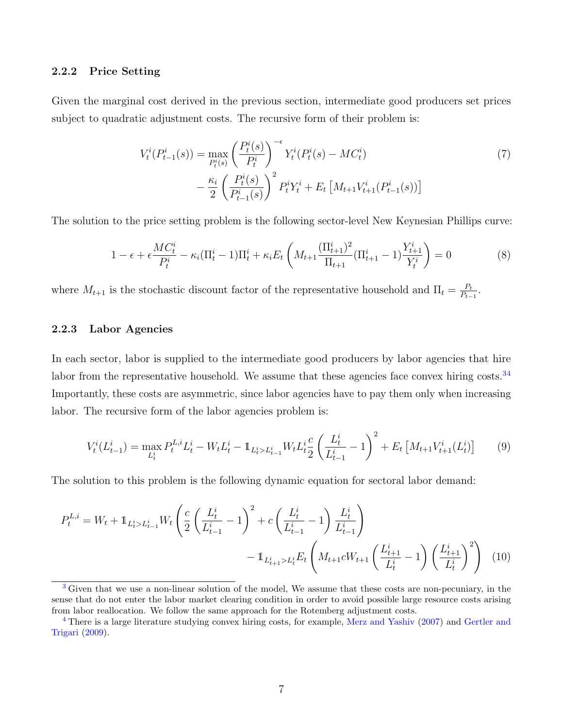### 2.2.2 Price Setting

Given the marginal cost derived in the previous section, intermediate good producers set prices subject to quadratic adjustment costs. The recursive form of their problem is:

$$
\begin{aligned}
V_t^i(P_{t-1}^i(s)) = \max_{P_t^i(s)} & \left(\frac{P_t^i(s)}{P_t^i}\right)^{-\epsilon} Y_t^i(P_t^i(s) - MC_t^i) \\
& - \frac{\kappa_i}{2}\left(\frac{P_t^i(s)}{P_{t-1}^i(s)}\right)^2 P_t^i Y_t^i + E_t\left[M_{t+1}V_{t+1}^i(P_{t-1}^i(s))\right]
\end{aligned}
\tag{7}
$$

The solution to the price setting problem is the following sector-level New Keynesian Phillips curve:

$$
1 - \epsilon + \epsilon\frac{MC_t^i}{P_t^i} - \kappa_i(\Pi_t^i - 1)\Pi_t^i + \kappa_i E_t\left(M_{t+1}\frac{(\Pi_{t+1}^i)^2}{\Pi_{t+1}}(\Pi_{t+1}^i - 1)\frac{Y_{t+1}^i}{Y_t^i}\right) = 0 \tag{8}
$$

where $M_{t+1}$ is the stochastic discount factor of the representative household and $\Pi_t = \frac{P_t}{P_{t-1}}$.

### 2.2.3 Labor Agencies

In each sector, labor is supplied to the intermediate good producers by labor agencies that hire labor from the representative household. We assume that these agencies face convex hiring costs.[3,4] Importantly, these costs are asymmetric, since labor agencies have to pay them only when increasing labor. The recursive form of the labor agencies problem is:

$$
V_t^i(L_{t-1}^i) = \max_{L_t^i} P_t^{L,i}L_t^i - W_tL_t^i - \mathbb{1}_{L_t^i > L_{t-1}^i} W_t L_t^i \frac{c}{2}\left(\frac{L_t^i}{L_{t-1}^i} - 1\right)^2 + E_t\left[M_{t+1}V_{t+1}^i(L_t^i)\right] \tag{9}
$$

The solution to this problem is the following dynamic equation for sectoral labor demand:

$$
\begin{aligned}
P_t^{L,i} = W_t + \mathbb{1}_{L_t^i > L_{t-1}^i} W_t & \left(\frac{c}{2}\left(\frac{L_t^i}{L_{t-1}^i} - 1\right)^2 + c\left(\frac{L_t^i}{L_{t-1}^i} - 1\right)\frac{L_t^i}{L_{t-1}^i}\right) \\
& - \mathbb{1}_{L_{t+1}^i > L_t^i} E_t\left(M_{t+1} c W_{t+1}\left(\frac{L_{t+1}^i}{L_t^i} - 1\right)\left(\frac{L_{t+1}^i}{L_t^i}\right)^2\right)
\end{aligned}
\tag{10}
$$

---

[3] Given that we use a non-linear solution of the model, We assume that these costs are non-pecuniary, in the sense that do not enter the labor market clearing condition in order to avoid possible large resource costs arising from labor reallocation. We follow the same approach for the Rotemberg adjustment costs.

[4] There is a large literature studying convex hiring costs, for example, Merz and Yashiv (2007) and Gertler and Trigari (2009).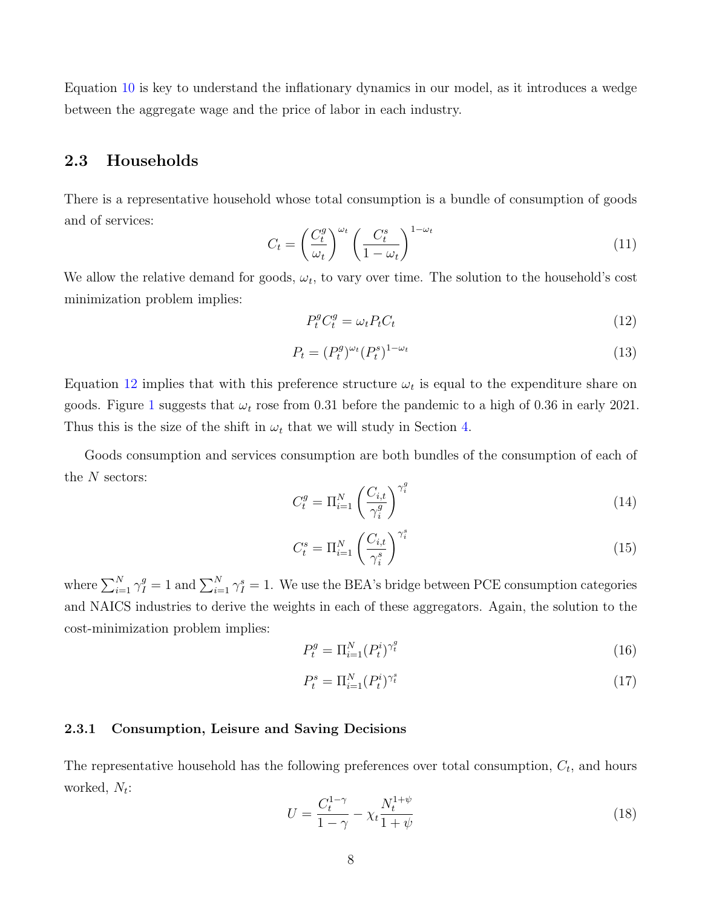Equation 10 is key to understand the inflationary dynamics in our model, as it introduces a wedge between the aggregate wage and the price of labor in each industry.

## 2.3 Households

There is a representative household whose total consumption is a bundle of consumption of goods and of services:

$$C_t = \left(\frac{C_t^g}{\omega_t}\right)^{\omega_t} \left(\frac{C_t^s}{1-\omega_t}\right)^{1-\omega_t} \tag{11}$$

We allow the relative demand for goods, $\omega_t$, to vary over time. The solution to the household's cost minimization problem implies:

$$P_t^g C_t^g = \omega_t P_t C_t \tag{12}$$

$$P_t = (P_t^g)^{\omega_t} (P_t^s)^{1-\omega_t} \tag{13}$$

Equation 12 implies that with this preference structure $\omega_t$ is equal to the expenditure share on goods. Figure 1 suggests that $\omega_t$ rose from 0.31 before the pandemic to a high of 0.36 in early 2021. Thus this is the size of the shift in $\omega_t$ that we will study in Section 4.

Goods consumption and services consumption are both bundles of the consumption of each of the $N$ sectors:

$$C_t^g = \Pi_{i=1}^N \left(\frac{C_{i,t}}{\gamma_i^g}\right)^{\gamma_i^g} \tag{14}$$

$$C_t^s = \Pi_{i=1}^N \left(\frac{C_{i,t}}{\gamma_i^s}\right)^{\gamma_i^s} \tag{15}$$

where $\sum_{i=1}^N \gamma_I^g = 1$ and $\sum_{i=1}^N \gamma_I^s = 1$. We use the BEA's bridge between PCE consumption categories and NAICS industries to derive the weights in each of these aggregators. Again, the solution to the cost-minimization problem implies:

$$P_t^g = \Pi_{i=1}^N (P_t^i)^{\gamma_t^g} \tag{16}$$

$$P_t^s = \Pi_{i=1}^N (P_t^i)^{\gamma_t^s} \tag{17}$$

### 2.3.1 Consumption, Leisure and Saving Decisions

The representative household has the following preferences over total consumption, $C_t$, and hours worked, $N_t$:

$$U = \frac{C_t^{1-\gamma}}{1-\gamma} - \chi_t \frac{N_t^{1+\psi}}{1+\psi} \tag{18}$$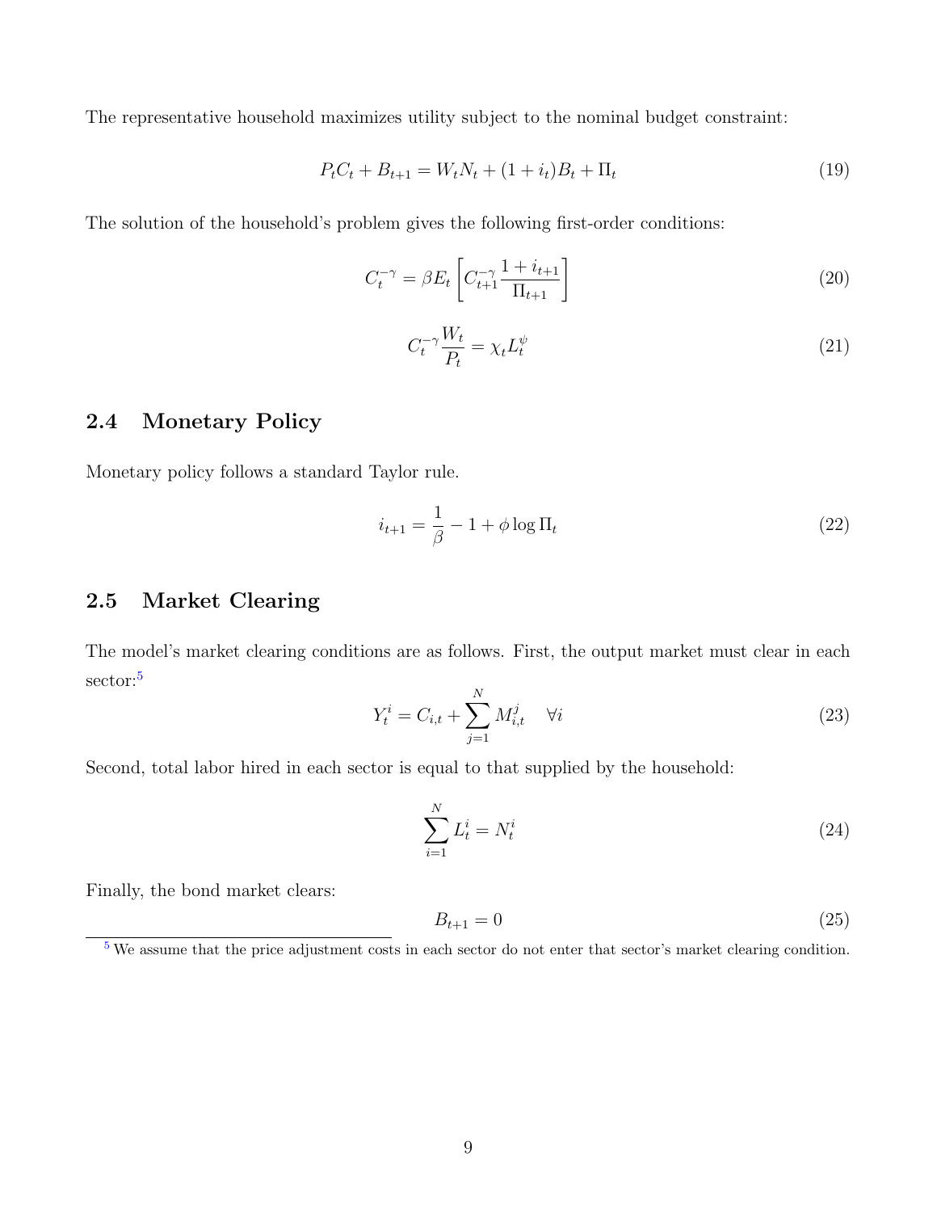The representative household maximizes utility subject to the nominal budget constraint:

$$P_t C_t + B_{t+1} = W_t N_t + (1 + i_t) B_t + \Pi_t \tag{19}$$

The solution of the household's problem gives the following first-order conditions:

$$C_t^{-\gamma} = \beta E_t \left[ C_{t+1}^{-\gamma} \frac{1 + i_{t+1}}{\Pi_{t+1}} \right] \tag{20}$$

$$C_t^{-\gamma} \frac{W_t}{P_t} = \chi_t L_t^{\psi} \tag{21}$$

## 2.4 Monetary Policy

Monetary policy follows a standard Taylor rule.

$$i_{t+1} = \frac{1}{\beta} - 1 + \phi \log \Pi_t \tag{22}$$

## 2.5 Market Clearing

The model's market clearing conditions are as follows. First, the output market must clear in each sector:[5]

$$Y_t^i = C_{i,t} + \sum_{j=1}^{N} M_{i,t}^j \quad \forall i \tag{23}$$

Second, total labor hired in each sector is equal to that supplied by the household:

$$\sum_{i=1}^{N} L_t^i = N_t^i \tag{24}$$

Finally, the bond market clears:

$$B_{t+1} = 0 \tag{25}$$

[5] We assume that the price adjustment costs in each sector do not enter that sector's market clearing condition.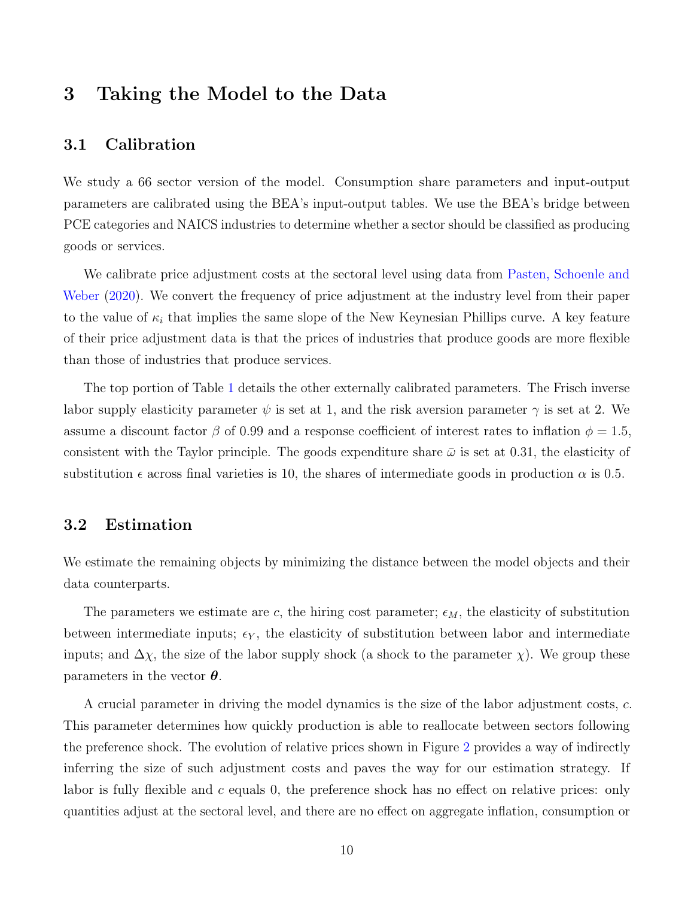# 3 Taking the Model to the Data

## 3.1 Calibration

We study a 66 sector version of the model. Consumption share parameters and input-output parameters are calibrated using the BEA's input-output tables. We use the BEA's bridge between PCE categories and NAICS industries to determine whether a sector should be classified as producing goods or services.

We calibrate price adjustment costs at the sectoral level using data from Pasten, Schoenle and Weber (2020). We convert the frequency of price adjustment at the industry level from their paper to the value of $\kappa_i$ that implies the same slope of the New Keynesian Phillips curve. A key feature of their price adjustment data is that the prices of industries that produce goods are more flexible than those of industries that produce services.

The top portion of Table 1 details the other externally calibrated parameters. The Frisch inverse labor supply elasticity parameter $\psi$ is set at 1, and the risk aversion parameter $\gamma$ is set at 2. We assume a discount factor $\beta$ of 0.99 and a response coefficient of interest rates to inflation $\phi = 1.5$, consistent with the Taylor principle. The goods expenditure share $\bar{\omega}$ is set at 0.31, the elasticity of substitution $\epsilon$ across final varieties is 10, the shares of intermediate goods in production $\alpha$ is 0.5.

## 3.2 Estimation

We estimate the remaining objects by minimizing the distance between the model objects and their data counterparts.

The parameters we estimate are $c$, the hiring cost parameter; $\epsilon_M$, the elasticity of substitution between intermediate inputs; $\epsilon_Y$, the elasticity of substitution between labor and intermediate inputs; and $\Delta\chi$, the size of the labor supply shock (a shock to the parameter $\chi$). We group these parameters in the vector $\boldsymbol{\theta}$.

A crucial parameter in driving the model dynamics is the size of the labor adjustment costs, $c$. This parameter determines how quickly production is able to reallocate between sectors following the preference shock. The evolution of relative prices shown in Figure 2 provides a way of indirectly inferring the size of such adjustment costs and paves the way for our estimation strategy. If labor is fully flexible and $c$ equals 0, the preference shock has no effect on relative prices: only quantities adjust at the sectoral level, and there are no effect on aggregate inflation, consumption or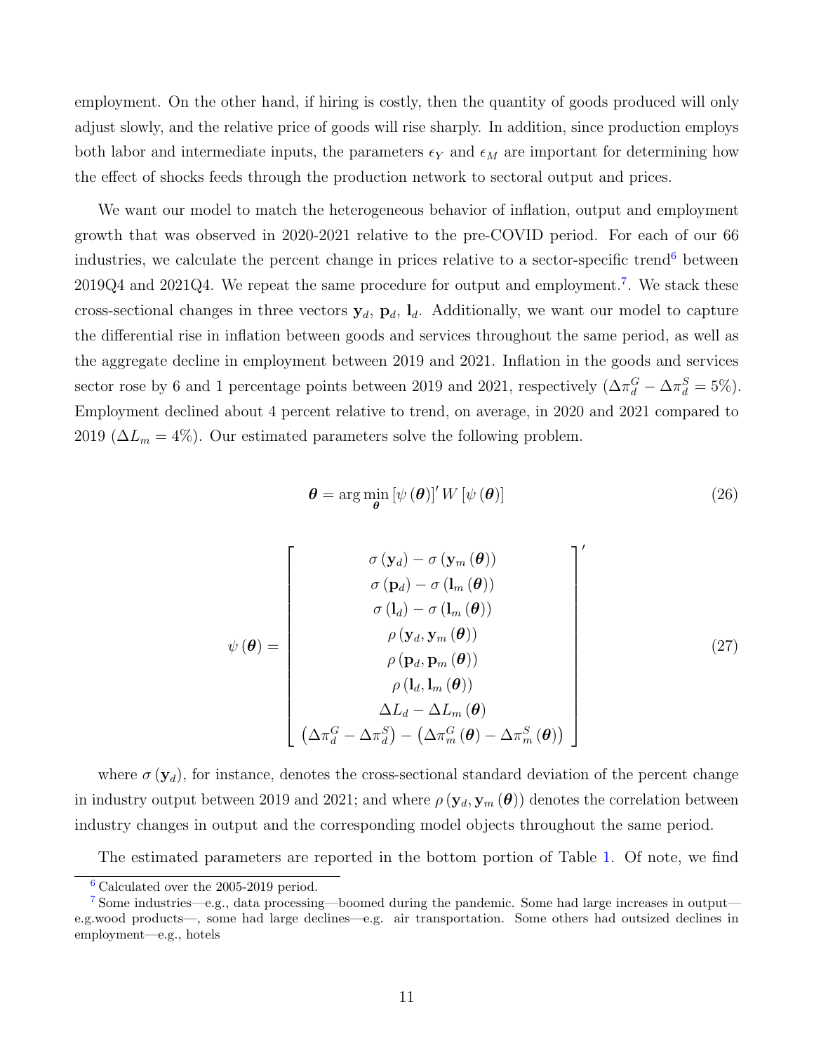employment. On the other hand, if hiring is costly, then the quantity of goods produced will only adjust slowly, and the relative price of goods will rise sharply. In addition, since production employs both labor and intermediate inputs, the parameters $\epsilon_Y$ and $\epsilon_M$ are important for determining how the effect of shocks feeds through the production network to sectoral output and prices.

We want our model to match the heterogeneous behavior of inflation, output and employment growth that was observed in 2020-2021 relative to the pre-COVID period. For each of our 66 industries, we calculate the percent change in prices relative to a sector-specific trend[6] between 2019Q4 and 2021Q4. We repeat the same procedure for output and employment.[7]. We stack these cross-sectional changes in three vectors $\mathbf{y}_d$, $\mathbf{p}_d$, $\mathbf{l}_d$. Additionally, we want our model to capture the differential rise in inflation between goods and services throughout the same period, as well as the aggregate decline in employment between 2019 and 2021. Inflation in the goods and services sector rose by 6 and 1 percentage points between 2019 and 2021, respectively ($\Delta\pi_d^G - \Delta\pi_d^S = 5\%$). Employment declined about 4 percent relative to trend, on average, in 2020 and 2021 compared to 2019 ($\Delta L_m = 4\%$). Our estimated parameters solve the following problem.

$$\boldsymbol{\theta} = \arg\min_{\boldsymbol{\theta}} \left[\psi\left(\boldsymbol{\theta}\right)\right]' W \left[\psi\left(\boldsymbol{\theta}\right)\right] \tag{26}$$

$$\psi\left(\boldsymbol{\theta}\right) = \begin{bmatrix} \sigma\left(\mathbf{y}_d\right) - \sigma\left(\mathbf{y}_m\left(\boldsymbol{\theta}\right)\right) \\ \sigma\left(\mathbf{p}_d\right) - \sigma\left(\mathbf{l}_m\left(\boldsymbol{\theta}\right)\right) \\ \sigma\left(\mathbf{l}_d\right) - \sigma\left(\mathbf{l}_m\left(\boldsymbol{\theta}\right)\right) \\ \rho\left(\mathbf{y}_d, \mathbf{y}_m\left(\boldsymbol{\theta}\right)\right) \\ \rho\left(\mathbf{p}_d, \mathbf{p}_m\left(\boldsymbol{\theta}\right)\right) \\ \rho\left(\mathbf{l}_d, \mathbf{l}_m\left(\boldsymbol{\theta}\right)\right) \\ \Delta L_d - \Delta L_m\left(\boldsymbol{\theta}\right) \\ \left(\Delta\pi_d^G - \Delta\pi_d^S\right) - \left(\Delta\pi_m^G\left(\boldsymbol{\theta}\right) - \Delta\pi_m^S\left(\boldsymbol{\theta}\right)\right) \end{bmatrix}' \tag{27}$$

where $\sigma\left(\mathbf{y}_d\right)$, for instance, denotes the cross-sectional standard deviation of the percent change in industry output between 2019 and 2021; and where $\rho\left(\mathbf{y}_d, \mathbf{y}_m\left(\boldsymbol{\theta}\right)\right)$ denotes the correlation between industry changes in output and the corresponding model objects throughout the same period.

The estimated parameters are reported in the bottom portion of Table 1. Of note, we find

[6] Calculated over the 2005-2019 period.

[7] Some industries—e.g., data processing—boomed during the pandemic. Some had large increases in output—e.g.wood products—, some had large declines—e.g. air transportation. Some others had outsized declines in employment—e.g., hotels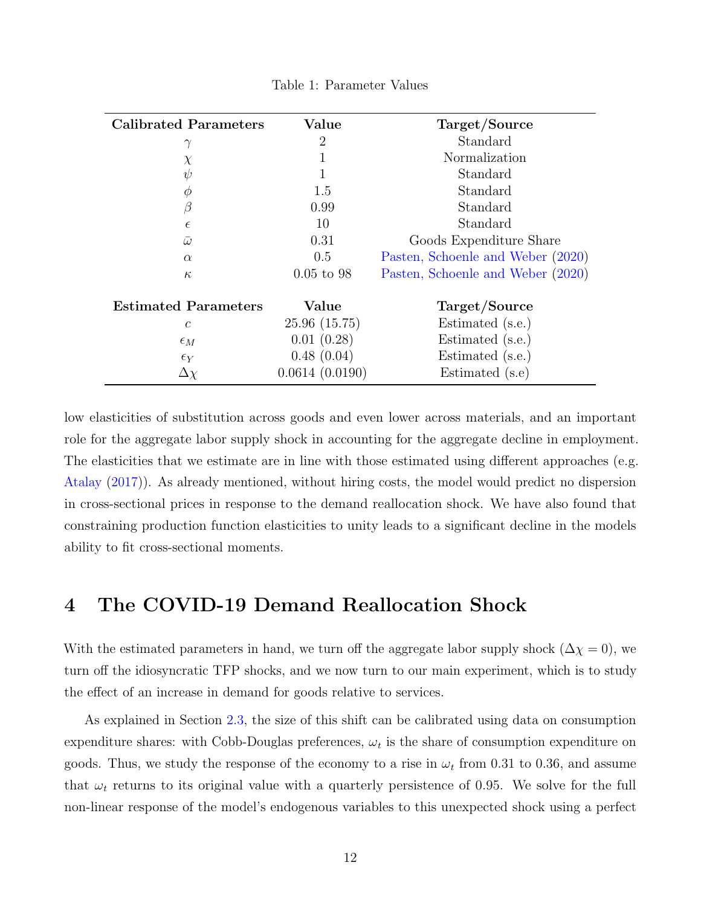Table 1: Parameter Values

| **Calibrated Parameters** | **Value** | **Target/Source** |
|---|---|---|
| $\gamma$ | 2 | Standard |
| $\chi$ | 1 | Normalization |
| $\psi$ | 1 | Standard |
| $\phi$ | 1.5 | Standard |
| $\beta$ | 0.99 | Standard |
| $\epsilon$ | 10 | Standard |
| $\bar{\omega}$ | 0.31 | Goods Expenditure Share |
| $\alpha$ | 0.5 | Pasten, Schoenle and Weber (2020) |
| $\kappa$ | 0.05 to 98 | Pasten, Schoenle and Weber (2020) |
| **Estimated Parameters** | **Value** | **Target/Source** |
| $c$ | 25.96 (15.75) | Estimated (s.e.) |
| $\epsilon_M$ | 0.01 (0.28) | Estimated (s.e.) |
| $\epsilon_Y$ | 0.48 (0.04) | Estimated (s.e.) |
| $\Delta\chi$ | 0.0614 (0.0190) | Estimated (s.e) |

low elasticities of substitution across goods and even lower across materials, and an important role for the aggregate labor supply shock in accounting for the aggregate decline in employment. The elasticities that we estimate are in line with those estimated using different approaches (e.g. Atalay (2017)). As already mentioned, without hiring costs, the model would predict no dispersion in cross-sectional prices in response to the demand reallocation shock. We have also found that constraining production function elasticities to unity leads to a significant decline in the models ability to fit cross-sectional moments.

# 4 The COVID-19 Demand Reallocation Shock

With the estimated parameters in hand, we turn off the aggregate labor supply shock ($\Delta\chi = 0$), we turn off the idiosyncratic TFP shocks, and we now turn to our main experiment, which is to study the effect of an increase in demand for goods relative to services.

As explained in Section 2.3, the size of this shift can be calibrated using data on consumption expenditure shares: with Cobb-Douglas preferences, $\omega_t$ is the share of consumption expenditure on goods. Thus, we study the response of the economy to a rise in $\omega_t$ from 0.31 to 0.36, and assume that $\omega_t$ returns to its original value with a quarterly persistence of 0.95. We solve for the full non-linear response of the model's endogenous variables to this unexpected shock using a perfect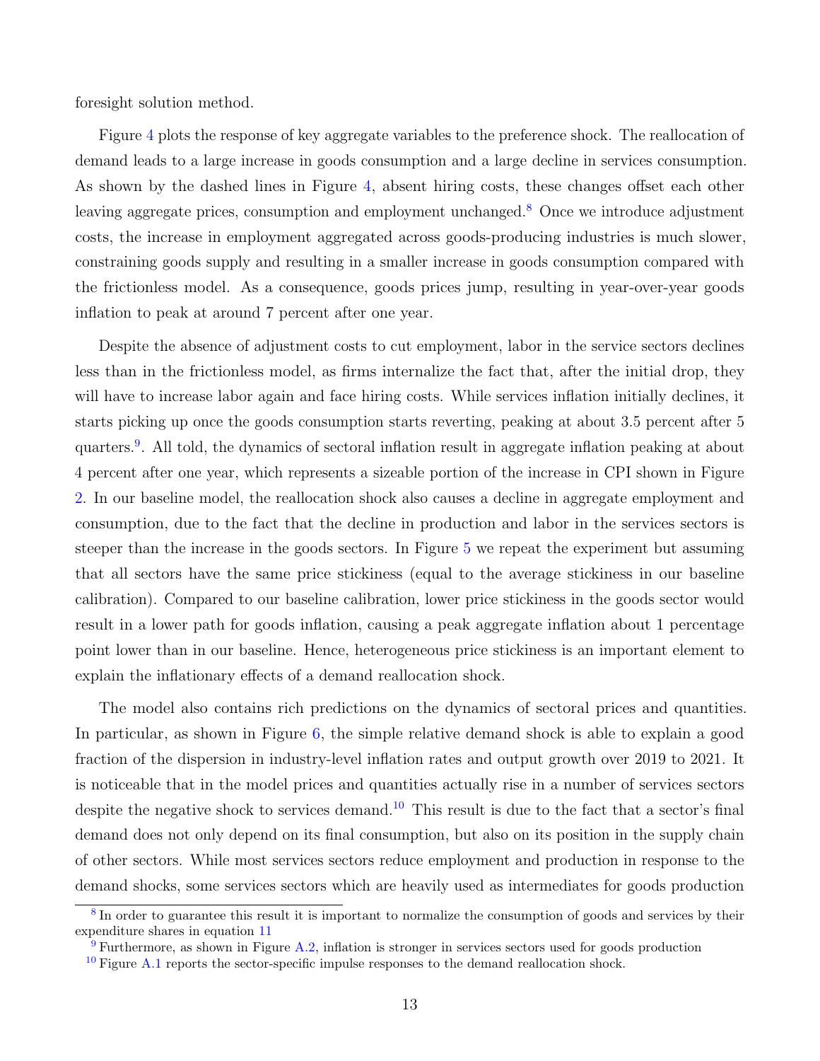foresight solution method.

Figure 4 plots the response of key aggregate variables to the preference shock. The reallocation of demand leads to a large increase in goods consumption and a large decline in services consumption. As shown by the dashed lines in Figure 4, absent hiring costs, these changes offset each other leaving aggregate prices, consumption and employment unchanged.[8] Once we introduce adjustment costs, the increase in employment aggregated across goods-producing industries is much slower, constraining goods supply and resulting in a smaller increase in goods consumption compared with the frictionless model. As a consequence, goods prices jump, resulting in year-over-year goods inflation to peak at around 7 percent after one year.

Despite the absence of adjustment costs to cut employment, labor in the service sectors declines less than in the frictionless model, as firms internalize the fact that, after the initial drop, they will have to increase labor again and face hiring costs. While services inflation initially declines, it starts picking up once the goods consumption starts reverting, peaking at about 3.5 percent after 5 quarters.[9]. All told, the dynamics of sectoral inflation result in aggregate inflation peaking at about 4 percent after one year, which represents a sizeable portion of the increase in CPI shown in Figure 2. In our baseline model, the reallocation shock also causes a decline in aggregate employment and consumption, due to the fact that the decline in production and labor in the services sectors is steeper than the increase in the goods sectors. In Figure 5 we repeat the experiment but assuming that all sectors have the same price stickiness (equal to the average stickiness in our baseline calibration). Compared to our baseline calibration, lower price stickiness in the goods sector would result in a lower path for goods inflation, causing a peak aggregate inflation about 1 percentage point lower than in our baseline. Hence, heterogeneous price stickiness is an important element to explain the inflationary effects of a demand reallocation shock.

The model also contains rich predictions on the dynamics of sectoral prices and quantities. In particular, as shown in Figure 6, the simple relative demand shock is able to explain a good fraction of the dispersion in industry-level inflation rates and output growth over 2019 to 2021. It is noticeable that in the model prices and quantities actually rise in a number of services sectors despite the negative shock to services demand.[10] This result is due to the fact that a sector's final demand does not only depend on its final consumption, but also on its position in the supply chain of other sectors. While most services sectors reduce employment and production in response to the demand shocks, some services sectors which are heavily used as intermediates for goods production

[8] In order to guarantee this result it is important to normalize the consumption of goods and services by their expenditure shares in equation 11

[9] Furthermore, as shown in Figure A.2, inflation is stronger in services sectors used for goods production

[10] Figure A.1 reports the sector-specific impulse responses to the demand reallocation shock.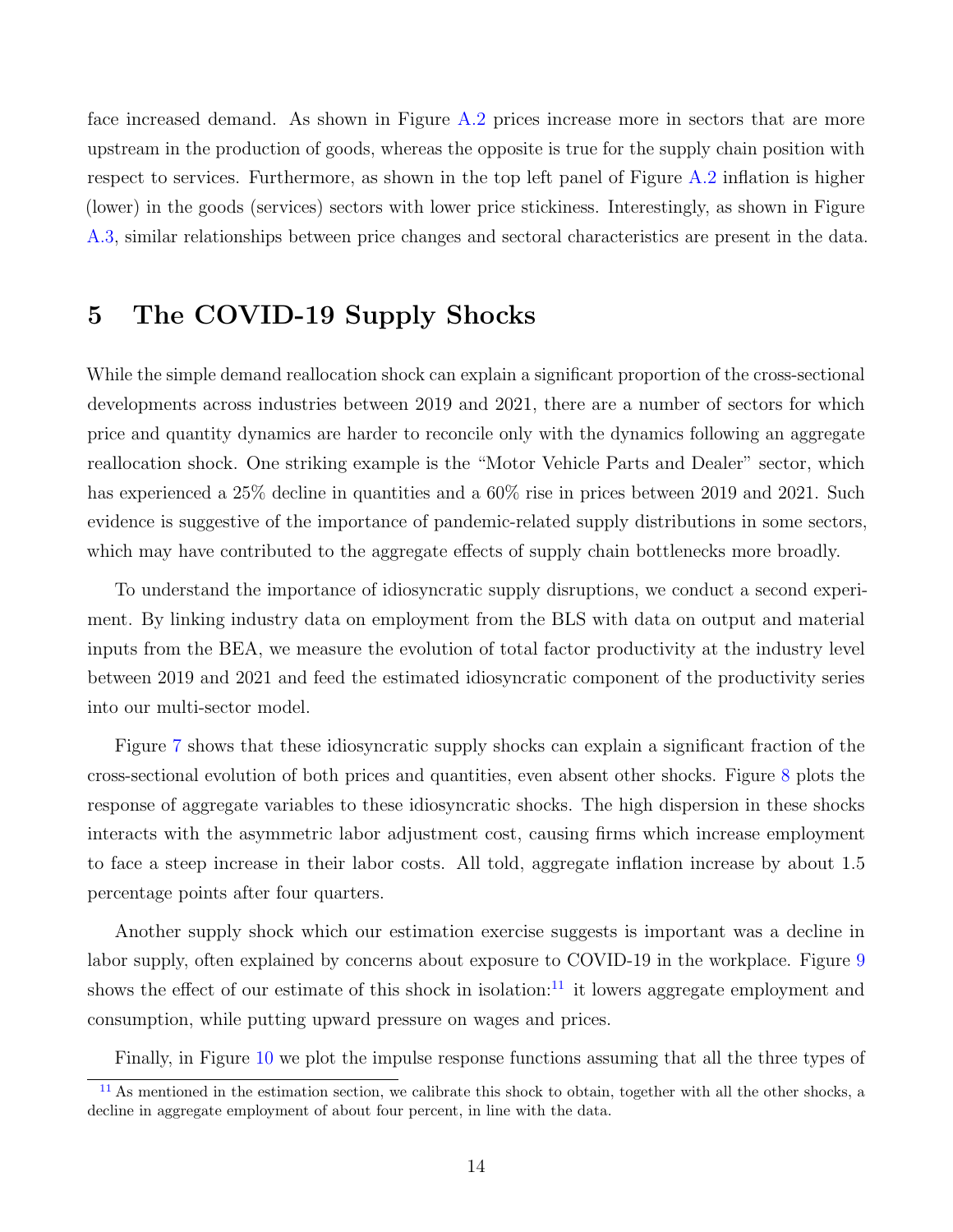face increased demand. As shown in Figure A.2 prices increase more in sectors that are more upstream in the production of goods, whereas the opposite is true for the supply chain position with respect to services. Furthermore, as shown in the top left panel of Figure A.2 inflation is higher (lower) in the goods (services) sectors with lower price stickiness. Interestingly, as shown in Figure A.3, similar relationships between price changes and sectoral characteristics are present in the data.

# 5 The COVID-19 Supply Shocks

While the simple demand reallocation shock can explain a significant proportion of the cross-sectional developments across industries between 2019 and 2021, there are a number of sectors for which price and quantity dynamics are harder to reconcile only with the dynamics following an aggregate reallocation shock. One striking example is the "Motor Vehicle Parts and Dealer" sector, which has experienced a 25% decline in quantities and a 60% rise in prices between 2019 and 2021. Such evidence is suggestive of the importance of pandemic-related supply distributions in some sectors, which may have contributed to the aggregate effects of supply chain bottlenecks more broadly.

To understand the importance of idiosyncratic supply disruptions, we conduct a second experiment. By linking industry data on employment from the BLS with data on output and material inputs from the BEA, we measure the evolution of total factor productivity at the industry level between 2019 and 2021 and feed the estimated idiosyncratic component of the productivity series into our multi-sector model.

Figure 7 shows that these idiosyncratic supply shocks can explain a significant fraction of the cross-sectional evolution of both prices and quantities, even absent other shocks. Figure 8 plots the response of aggregate variables to these idiosyncratic shocks. The high dispersion in these shocks interacts with the asymmetric labor adjustment cost, causing firms which increase employment to face a steep increase in their labor costs. All told, aggregate inflation increase by about 1.5 percentage points after four quarters.

Another supply shock which our estimation exercise suggests is important was a decline in labor supply, often explained by concerns about exposure to COVID-19 in the workplace. Figure 9 shows the effect of our estimate of this shock in isolation:[11] it lowers aggregate employment and consumption, while putting upward pressure on wages and prices.

Finally, in Figure 10 we plot the impulse response functions assuming that all the three types of

[11] As mentioned in the estimation section, we calibrate this shock to obtain, together with all the other shocks, a decline in aggregate employment of about four percent, in line with the data.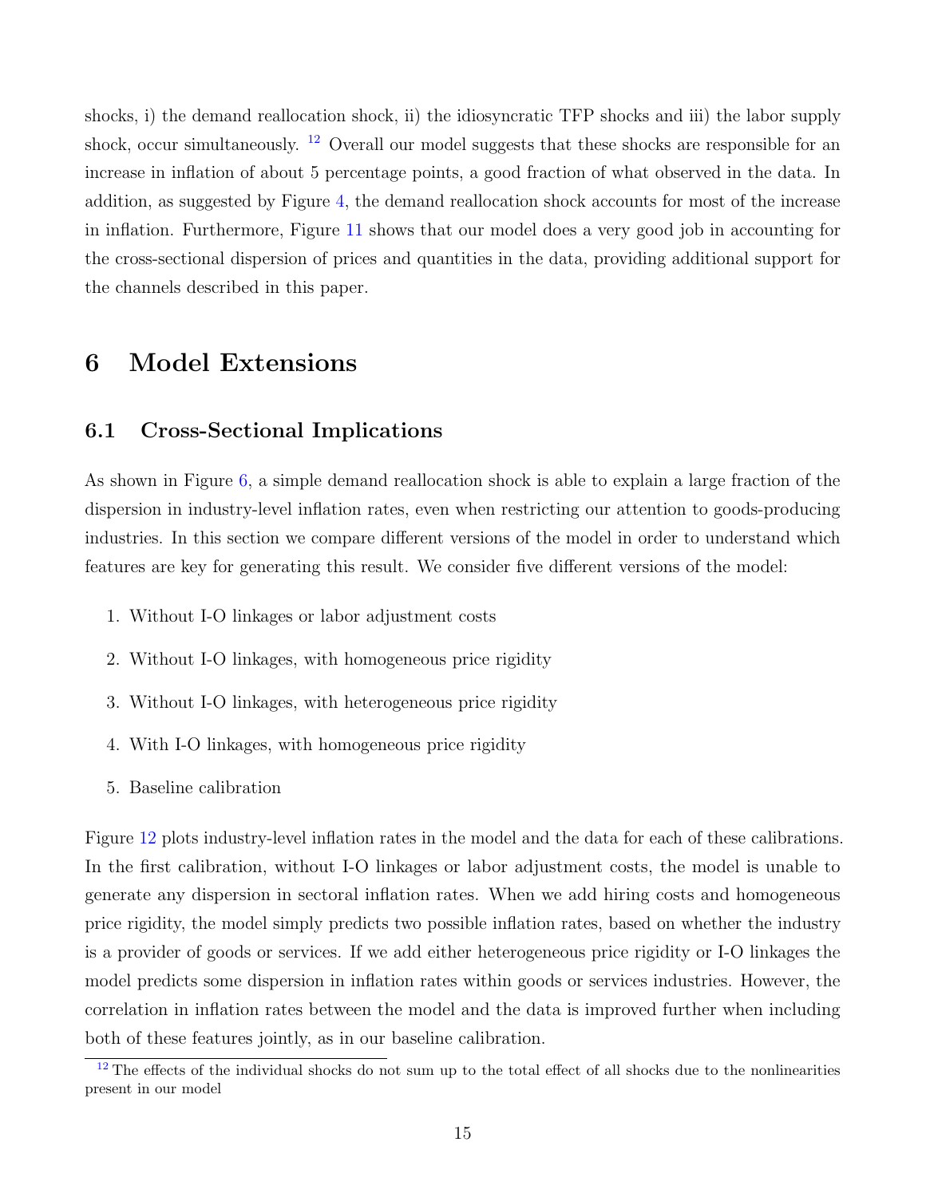shocks, i) the demand reallocation shock, ii) the idiosyncratic TFP shocks and iii) the labor supply shock, occur simultaneously. [12] Overall our model suggests that these shocks are responsible for an increase in inflation of about 5 percentage points, a good fraction of what observed in the data. In addition, as suggested by Figure 4, the demand reallocation shock accounts for most of the increase in inflation. Furthermore, Figure 11 shows that our model does a very good job in accounting for the cross-sectional dispersion of prices and quantities in the data, providing additional support for the channels described in this paper.

# 6 Model Extensions

## 6.1 Cross-Sectional Implications

As shown in Figure 6, a simple demand reallocation shock is able to explain a large fraction of the dispersion in industry-level inflation rates, even when restricting our attention to goods-producing industries. In this section we compare different versions of the model in order to understand which features are key for generating this result. We consider five different versions of the model:

1. Without I-O linkages or labor adjustment costs
2. Without I-O linkages, with homogeneous price rigidity
3. Without I-O linkages, with heterogeneous price rigidity
4. With I-O linkages, with homogeneous price rigidity
5. Baseline calibration

Figure 12 plots industry-level inflation rates in the model and the data for each of these calibrations. In the first calibration, without I-O linkages or labor adjustment costs, the model is unable to generate any dispersion in sectoral inflation rates. When we add hiring costs and homogeneous price rigidity, the model simply predicts two possible inflation rates, based on whether the industry is a provider of goods or services. If we add either heterogeneous price rigidity or I-O linkages the model predicts some dispersion in inflation rates within goods or services industries. However, the correlation in inflation rates between the model and the data is improved further when including both of these features jointly, as in our baseline calibration.

[12] The effects of the individual shocks do not sum up to the total effect of all shocks due to the nonlinearities present in our model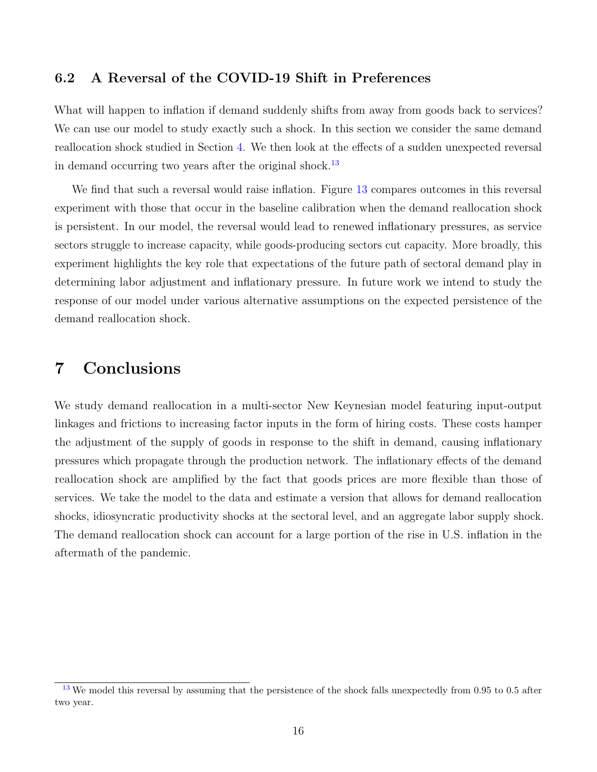## 6.2 A Reversal of the COVID-19 Shift in Preferences

What will happen to inflation if demand suddenly shifts from away from goods back to services? We can use our model to study exactly such a shock. In this section we consider the same demand reallocation shock studied in Section 4. We then look at the effects of a sudden unexpected reversal in demand occurring two years after the original shock.[13]

We find that such a reversal would raise inflation. Figure 13 compares outcomes in this reversal experiment with those that occur in the baseline calibration when the demand reallocation shock is persistent. In our model, the reversal would lead to renewed inflationary pressures, as service sectors struggle to increase capacity, while goods-producing sectors cut capacity. More broadly, this experiment highlights the key role that expectations of the future path of sectoral demand play in determining labor adjustment and inflationary pressure. In future work we intend to study the response of our model under various alternative assumptions on the expected persistence of the demand reallocation shock.

# 7 Conclusions

We study demand reallocation in a multi-sector New Keynesian model featuring input-output linkages and frictions to increasing factor inputs in the form of hiring costs. These costs hamper the adjustment of the supply of goods in response to the shift in demand, causing inflationary pressures which propagate through the production network. The inflationary effects of the demand reallocation shock are amplified by the fact that goods prices are more flexible than those of services. We take the model to the data and estimate a version that allows for demand reallocation shocks, idiosyncratic productivity shocks at the sectoral level, and an aggregate labor supply shock. The demand reallocation shock can account for a large portion of the rise in U.S. inflation in the aftermath of the pandemic.

---

[13] We model this reversal by assuming that the persistence of the shock falls unexpectedly from 0.95 to 0.5 after two year.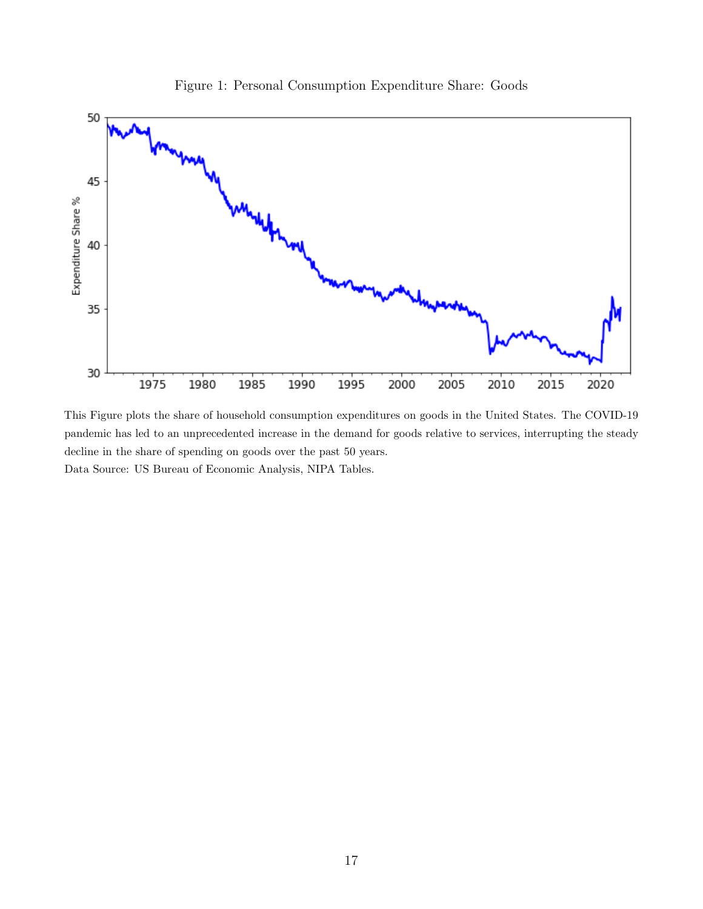Figure 1: Personal Consumption Expenditure Share: Goods

This Figure plots the share of household consumption expenditures on goods in the United States. The COVID-19 pandemic has led to an unprecedented increase in the demand for goods relative to services, interrupting the steady decline in the share of spending on goods over the past 50 years.

Data Source: US Bureau of Economic Analysis, NIPA Tables.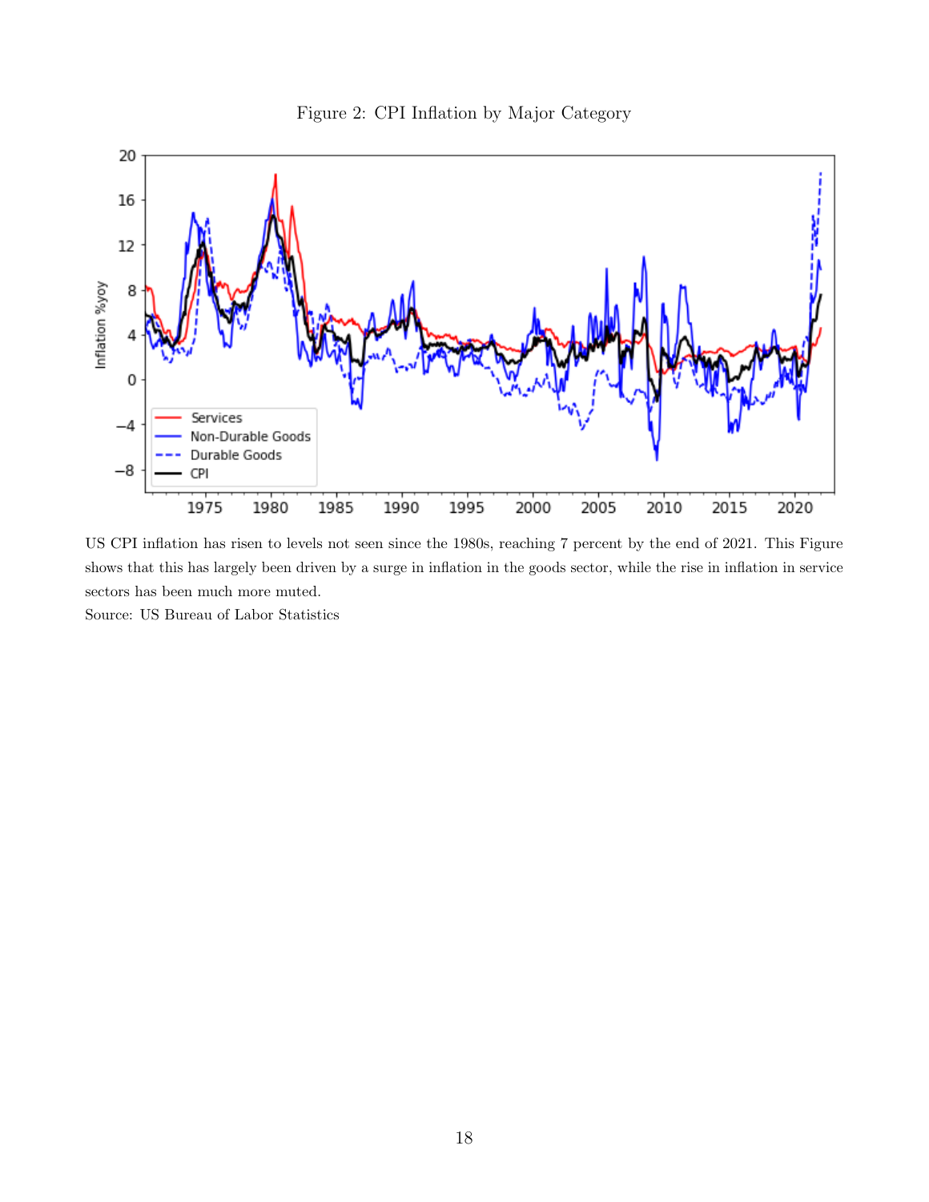Figure 2: CPI Inflation by Major Category

US CPI inflation has risen to levels not seen since the 1980s, reaching 7 percent by the end of 2021. This Figure shows that this has largely been driven by a surge in inflation in the goods sector, while the rise in inflation in service sectors has been much more muted.

Source: US Bureau of Labor Statistics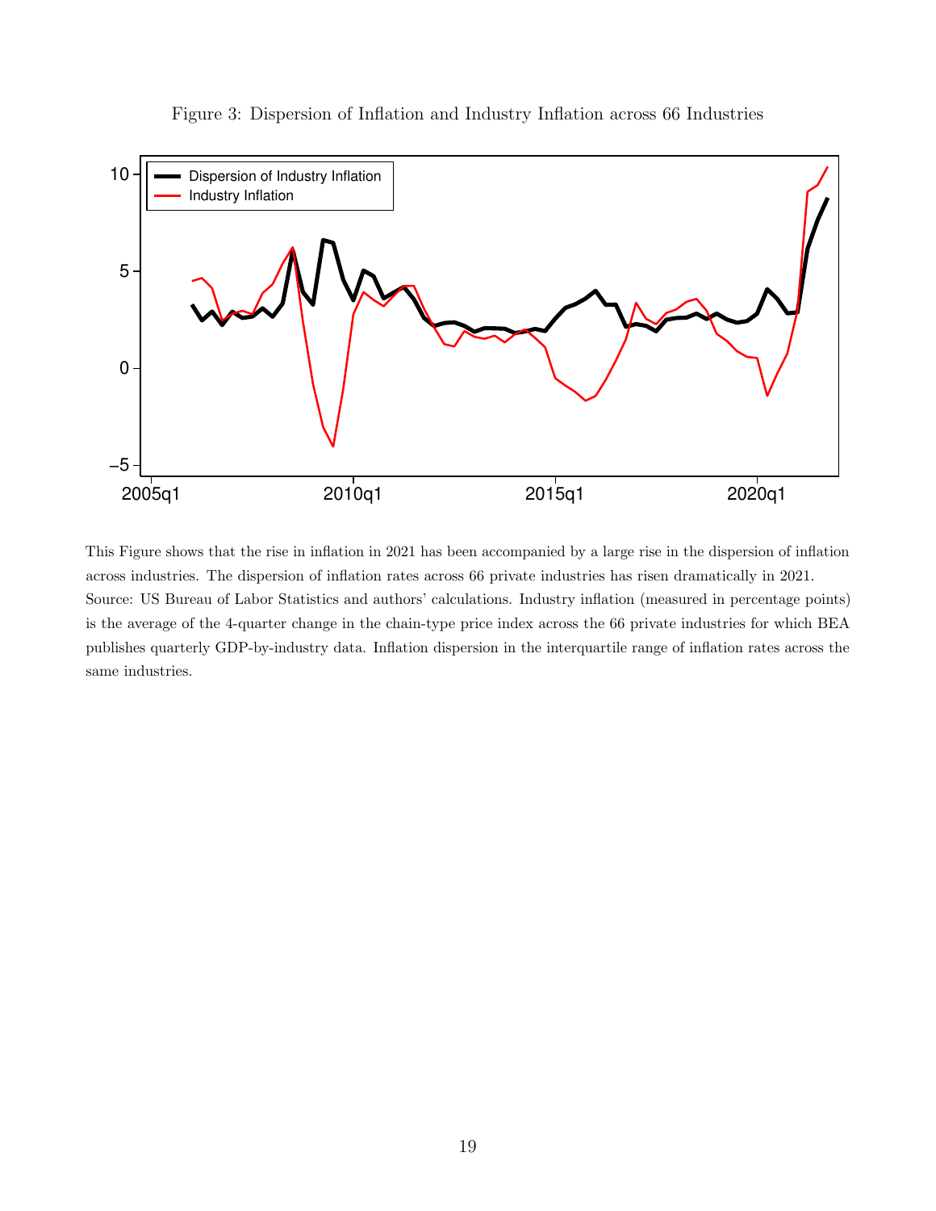Figure 3: Dispersion of Inflation and Industry Inflation across 66 Industries

This Figure shows that the rise in inflation in 2021 has been accompanied by a large rise in the dispersion of inflation across industries. The dispersion of inflation rates across 66 private industries has risen dramatically in 2021. Source: US Bureau of Labor Statistics and authors' calculations. Industry inflation (measured in percentage points) is the average of the 4-quarter change in the chain-type price index across the 66 private industries for which BEA publishes quarterly GDP-by-industry data. Inflation dispersion in the interquartile range of inflation rates across the same industries.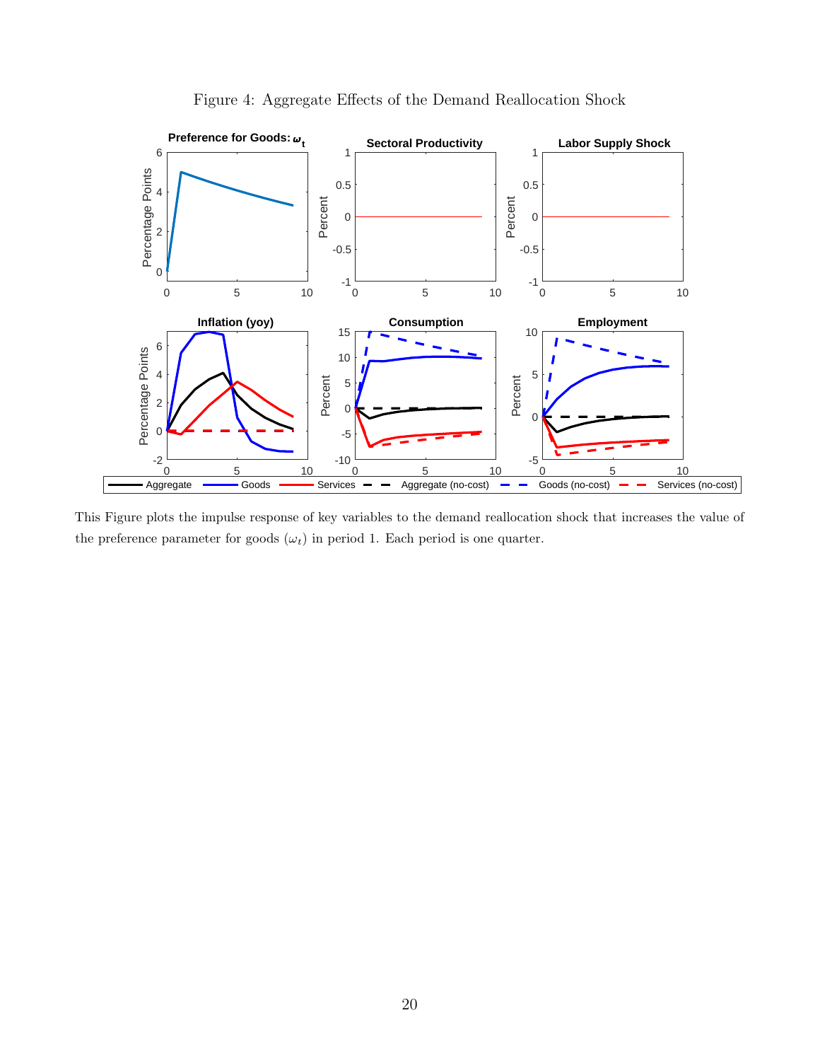Figure 4: Aggregate Effects of the Demand Reallocation Shock

This Figure plots the impulse response of key variables to the demand reallocation shock that increases the value of the preference parameter for goods ($\omega_t$) in period 1. Each period is one quarter.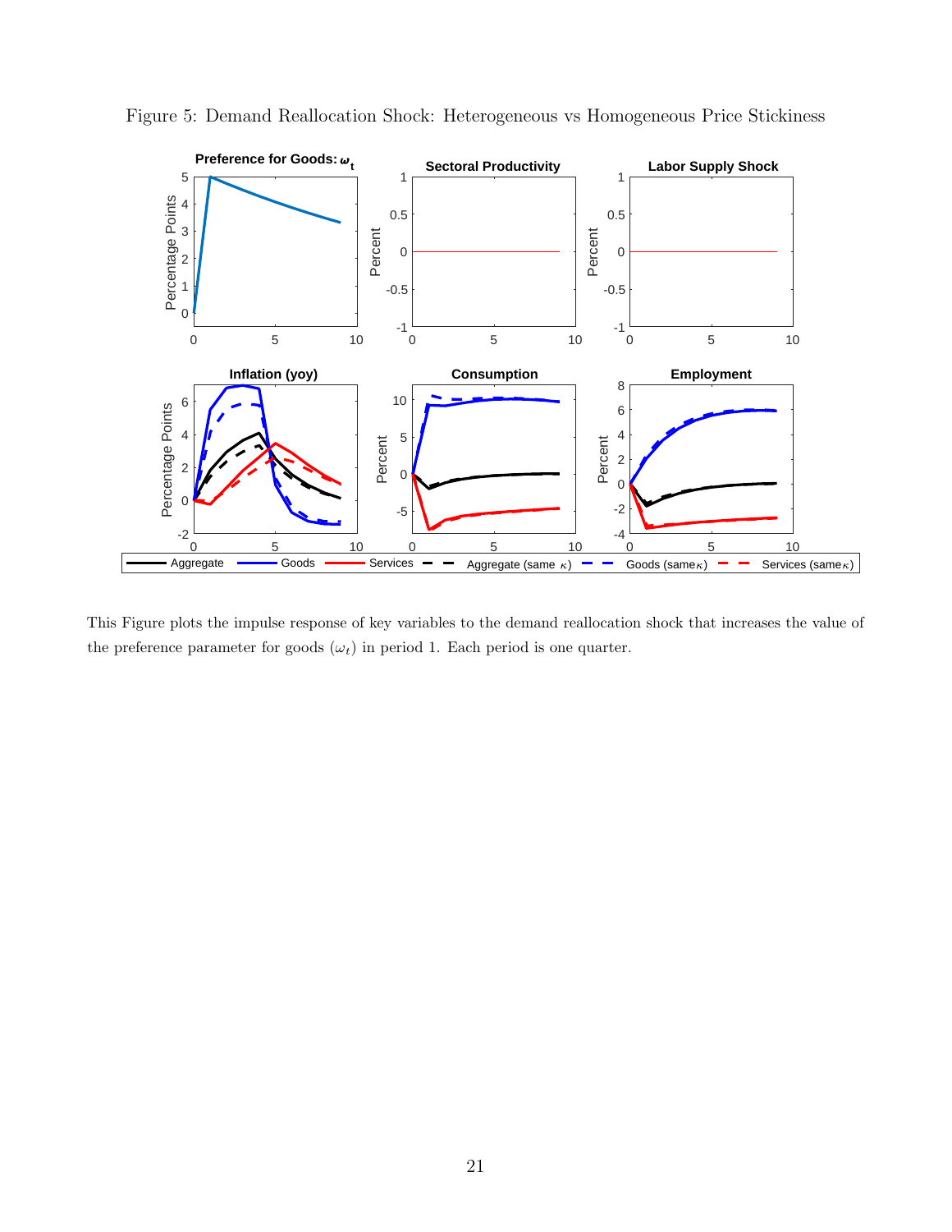Figure 5: Demand Reallocation Shock: Heterogeneous vs Homogeneous Price Stickiness

This Figure plots the impulse response of key variables to the demand reallocation shock that increases the value of the preference parameter for goods ($\omega_t$) in period 1. Each period is one quarter.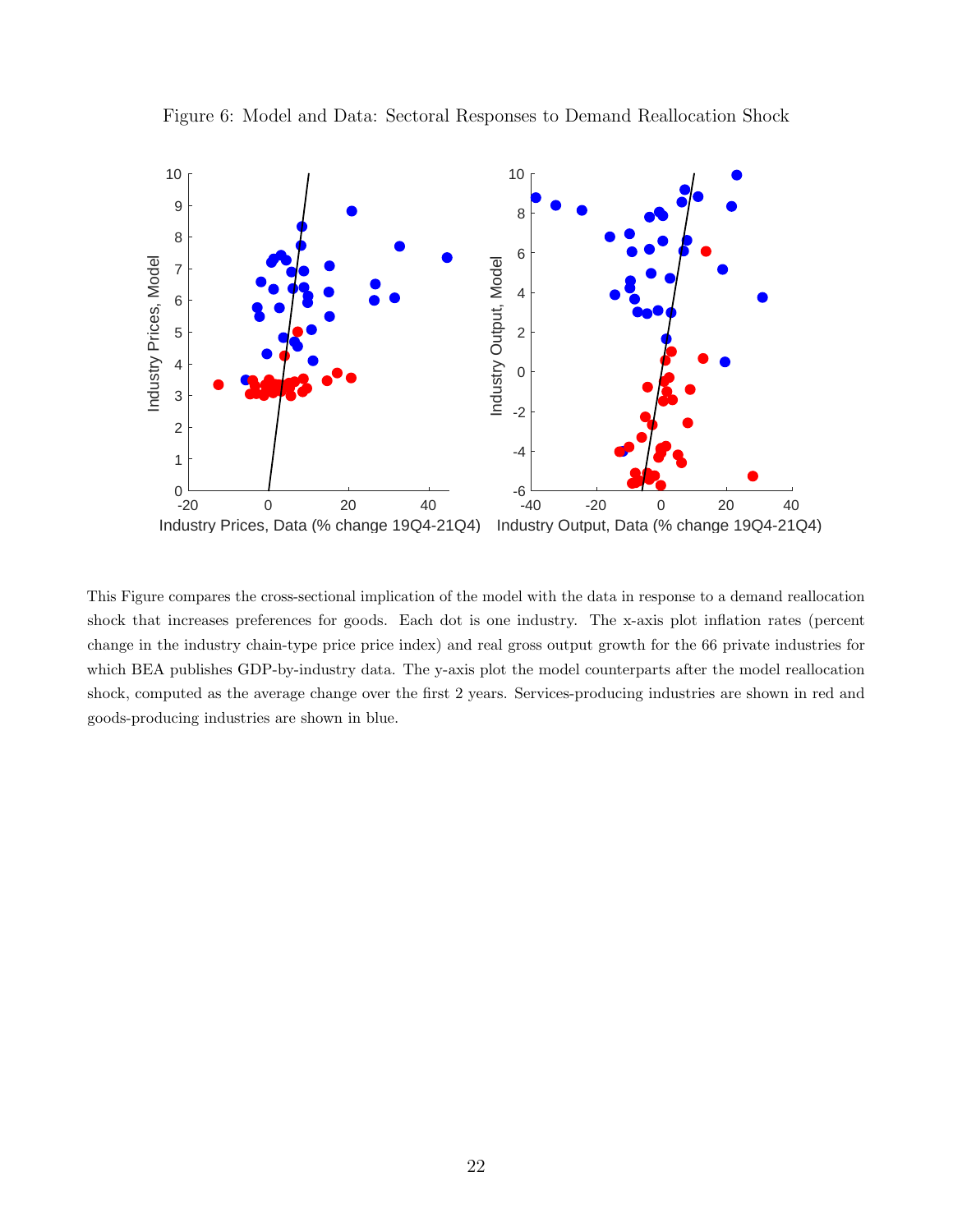Figure 6: Model and Data: Sectoral Responses to Demand Reallocation Shock

This Figure compares the cross-sectional implication of the model with the data in response to a demand reallocation shock that increases preferences for goods. Each dot is one industry. The x-axis plot inflation rates (percent change in the industry chain-type price price index) and real gross output growth for the 66 private industries for which BEA publishes GDP-by-industry data. The y-axis plot the model counterparts after the model reallocation shock, computed as the average change over the first 2 years. Services-producing industries are shown in red and goods-producing industries are shown in blue.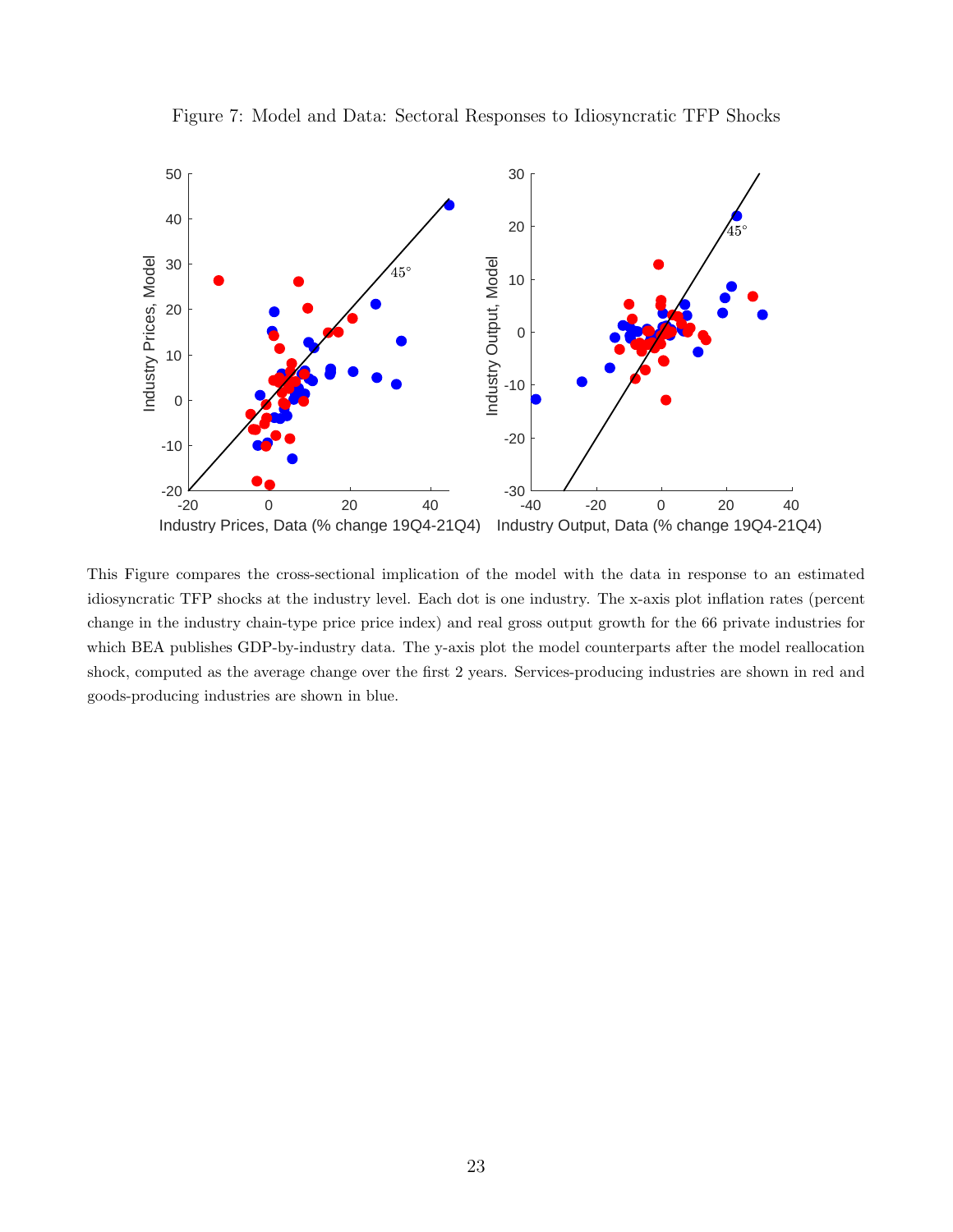Figure 7: Model and Data: Sectoral Responses to Idiosyncratic TFP Shocks

This Figure compares the cross-sectional implication of the model with the data in response to an estimated idiosyncratic TFP shocks at the industry level. Each dot is one industry. The x-axis plot inflation rates (percent change in the industry chain-type price price index) and real gross output growth for the 66 private industries for which BEA publishes GDP-by-industry data. The y-axis plot the model counterparts after the model reallocation shock, computed as the average change over the first 2 years. Services-producing industries are shown in red and goods-producing industries are shown in blue.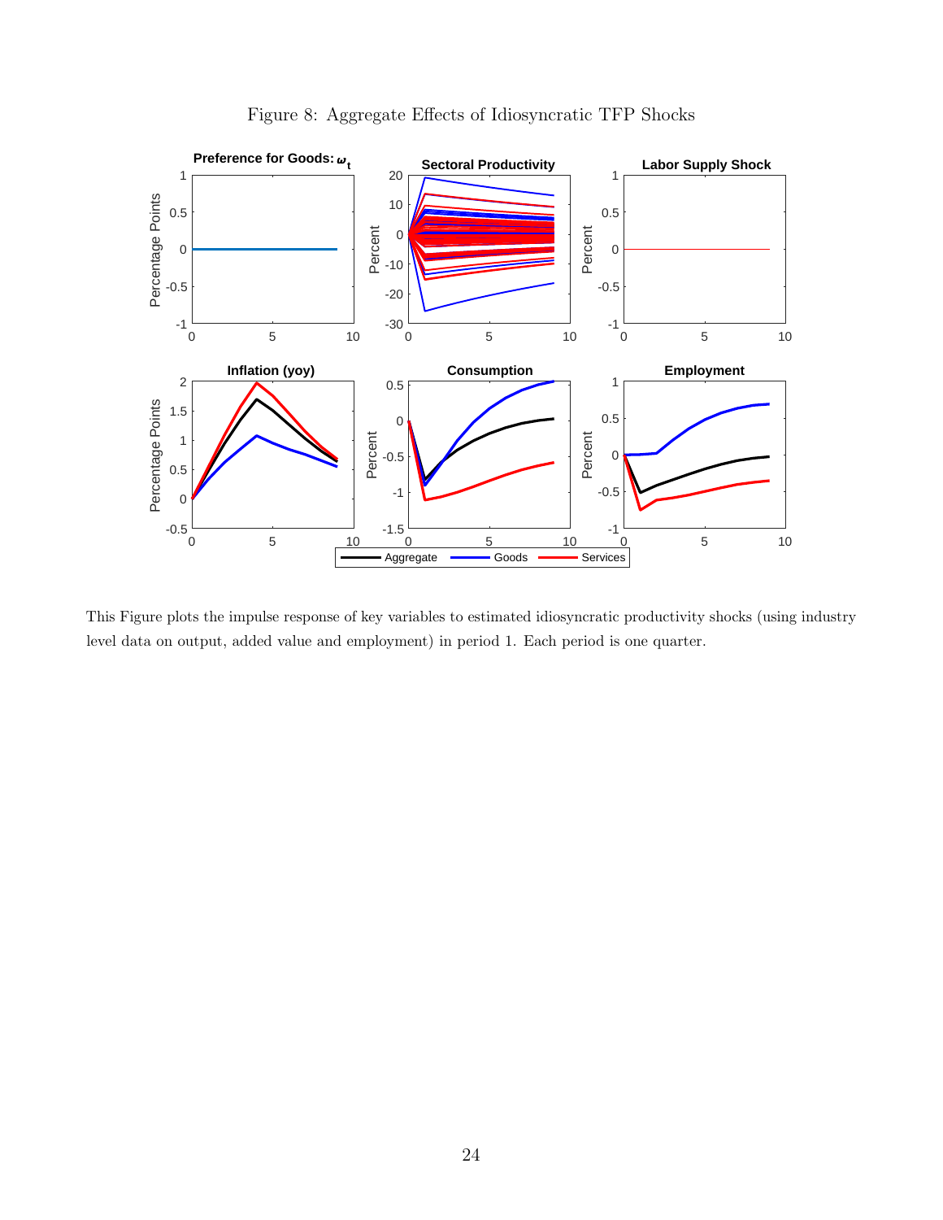Figure 8: Aggregate Effects of Idiosyncratic TFP Shocks

This Figure plots the impulse response of key variables to estimated idiosyncratic productivity shocks (using industry level data on output, added value and employment) in period 1. Each period is one quarter.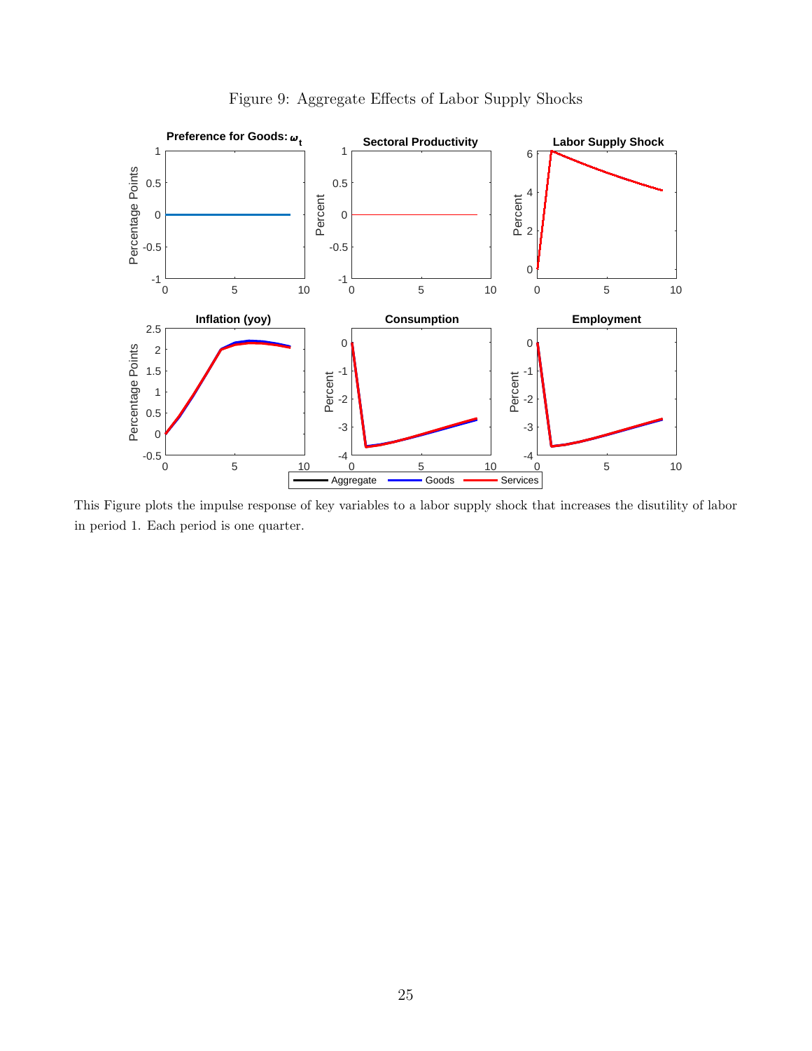Figure 9: Aggregate Effects of Labor Supply Shocks

This Figure plots the impulse response of key variables to a labor supply shock that increases the disutility of labor in period 1. Each period is one quarter.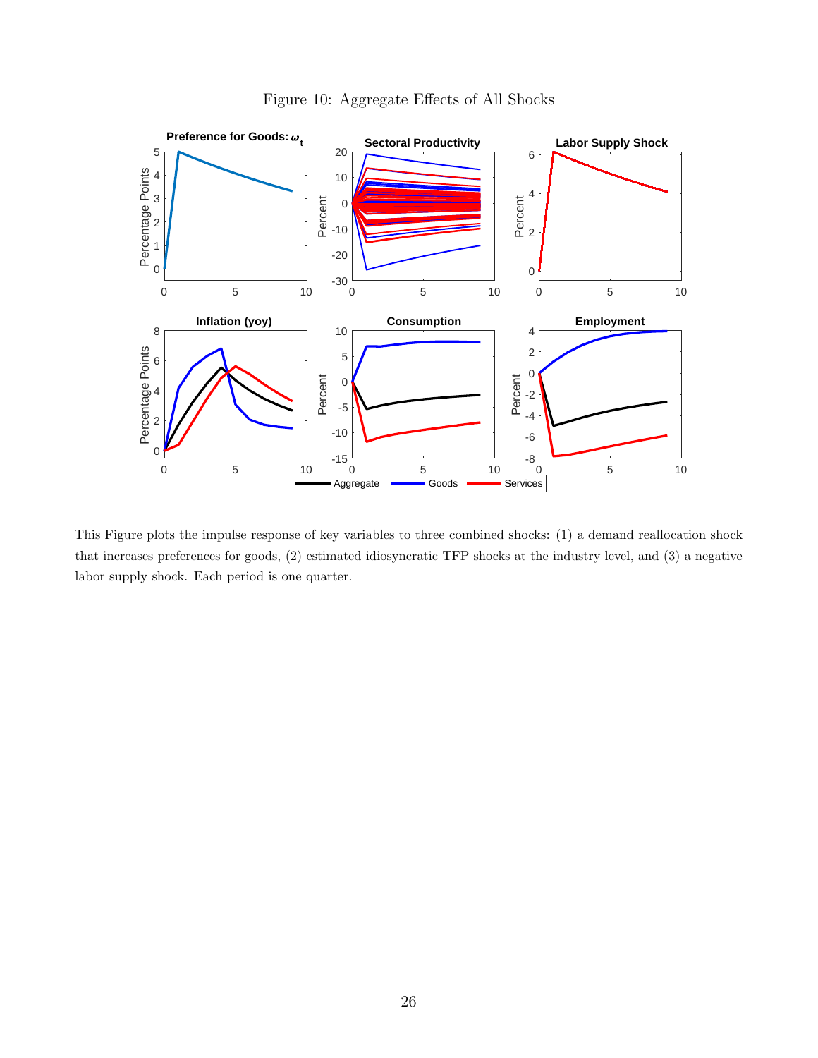Figure 10: Aggregate Effects of All Shocks

This Figure plots the impulse response of key variables to three combined shocks: (1) a demand reallocation shock that increases preferences for goods, (2) estimated idiosyncratic TFP shocks at the industry level, and (3) a negative labor supply shock. Each period is one quarter.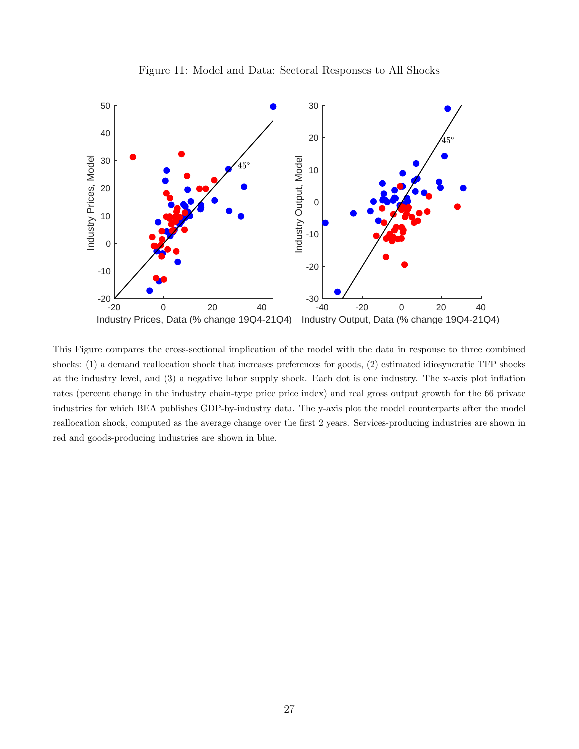Figure 11: Model and Data: Sectoral Responses to All Shocks

This Figure compares the cross-sectional implication of the model with the data in response to three combined shocks: (1) a demand reallocation shock that increases preferences for goods, (2) estimated idiosyncratic TFP shocks at the industry level, and (3) a negative labor supply shock. Each dot is one industry. The x-axis plot inflation rates (percent change in the industry chain-type price price index) and real gross output growth for the 66 private industries for which BEA publishes GDP-by-industry data. The y-axis plot the model counterparts after the model reallocation shock, computed as the average change over the first 2 years. Services-producing industries are shown in red and goods-producing industries are shown in blue.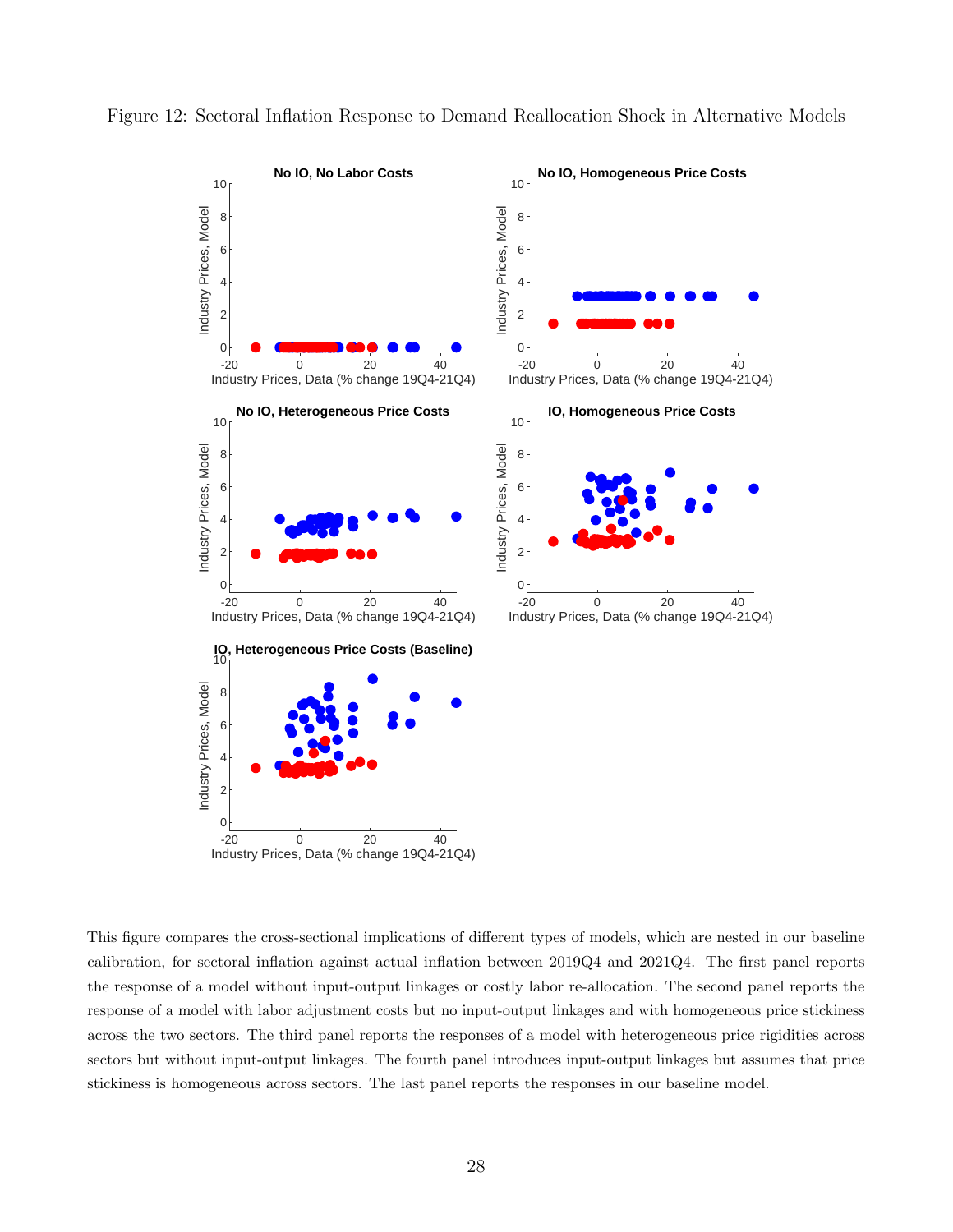Figure 12: Sectoral Inflation Response to Demand Reallocation Shock in Alternative Models

This figure compares the cross-sectional implications of different types of models, which are nested in our baseline calibration, for sectoral inflation against actual inflation between 2019Q4 and 2021Q4. The first panel reports the response of a model without input-output linkages or costly labor re-allocation. The second panel reports the response of a model with labor adjustment costs but no input-output linkages and with homogeneous price stickiness across the two sectors. The third panel reports the responses of a model with heterogeneous price rigidities across sectors but without input-output linkages. The fourth panel introduces input-output linkages but assumes that price stickiness is homogeneous across sectors. The last panel reports the responses in our baseline model.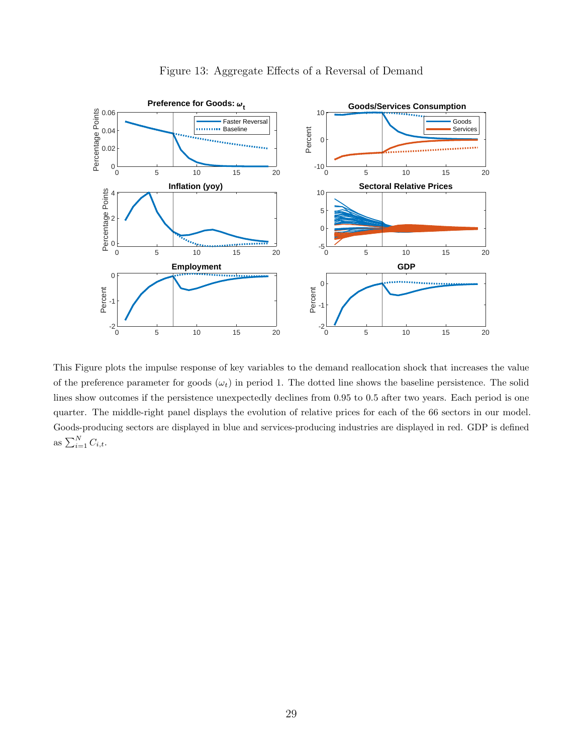Figure 13: Aggregate Effects of a Reversal of Demand

This Figure plots the impulse response of key variables to the demand reallocation shock that increases the value of the preference parameter for goods ($\omega_t$) in period 1. The dotted line shows the baseline persistence. The solid lines show outcomes if the persistence unexpectedly declines from 0.95 to 0.5 after two years. Each period is one quarter. The middle-right panel displays the evolution of relative prices for each of the 66 sectors in our model. Goods-producing sectors are displayed in blue and services-producing industries are displayed in red. GDP is defined as $\sum_{i=1}^{N} C_{i,t}$.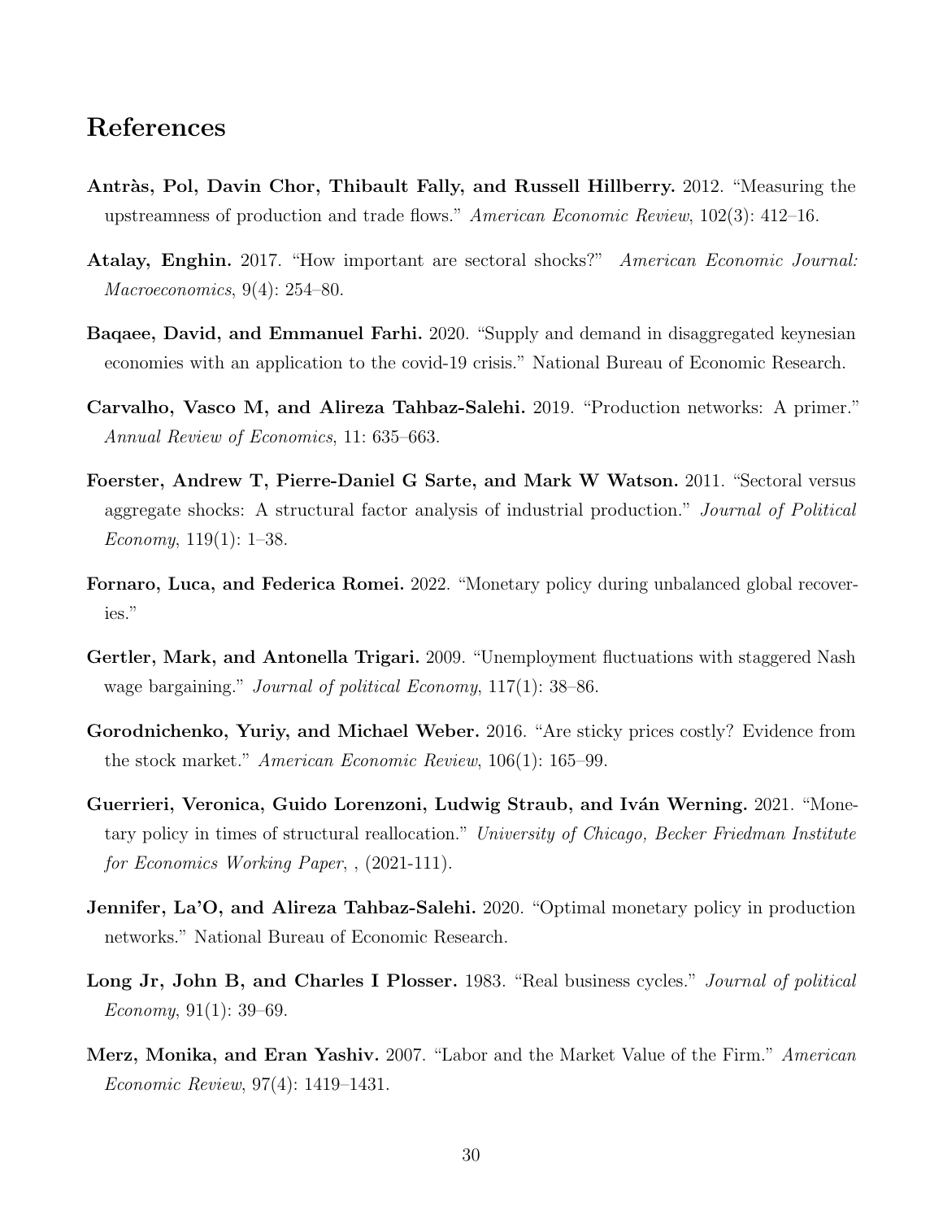# References

**Antràs, Pol, Davin Chor, Thibault Fally, and Russell Hillberry.** 2012. "Measuring the upstreamness of production and trade flows." *American Economic Review*, 102(3): 412–16.

**Atalay, Enghin.** 2017. "How important are sectoral shocks?" *American Economic Journal: Macroeconomics*, 9(4): 254–80.

**Baqaee, David, and Emmanuel Farhi.** 2020. "Supply and demand in disaggregated keynesian economies with an application to the covid-19 crisis." National Bureau of Economic Research.

**Carvalho, Vasco M, and Alireza Tahbaz-Salehi.** 2019. "Production networks: A primer." *Annual Review of Economics*, 11: 635–663.

**Foerster, Andrew T, Pierre-Daniel G Sarte, and Mark W Watson.** 2011. "Sectoral versus aggregate shocks: A structural factor analysis of industrial production." *Journal of Political Economy*, 119(1): 1–38.

**Fornaro, Luca, and Federica Romei.** 2022. "Monetary policy during unbalanced global recoveries."

**Gertler, Mark, and Antonella Trigari.** 2009. "Unemployment fluctuations with staggered Nash wage bargaining." *Journal of political Economy*, 117(1): 38–86.

**Gorodnichenko, Yuriy, and Michael Weber.** 2016. "Are sticky prices costly? Evidence from the stock market." *American Economic Review*, 106(1): 165–99.

**Guerrieri, Veronica, Guido Lorenzoni, Ludwig Straub, and Iván Werning.** 2021. "Monetary policy in times of structural reallocation." *University of Chicago, Becker Friedman Institute for Economics Working Paper*, , (2021-111).

**Jennifer, La'O, and Alireza Tahbaz-Salehi.** 2020. "Optimal monetary policy in production networks." National Bureau of Economic Research.

**Long Jr, John B, and Charles I Plosser.** 1983. "Real business cycles." *Journal of political Economy*, 91(1): 39–69.

**Merz, Monika, and Eran Yashiv.** 2007. "Labor and the Market Value of the Firm." *American Economic Review*, 97(4): 1419–1431.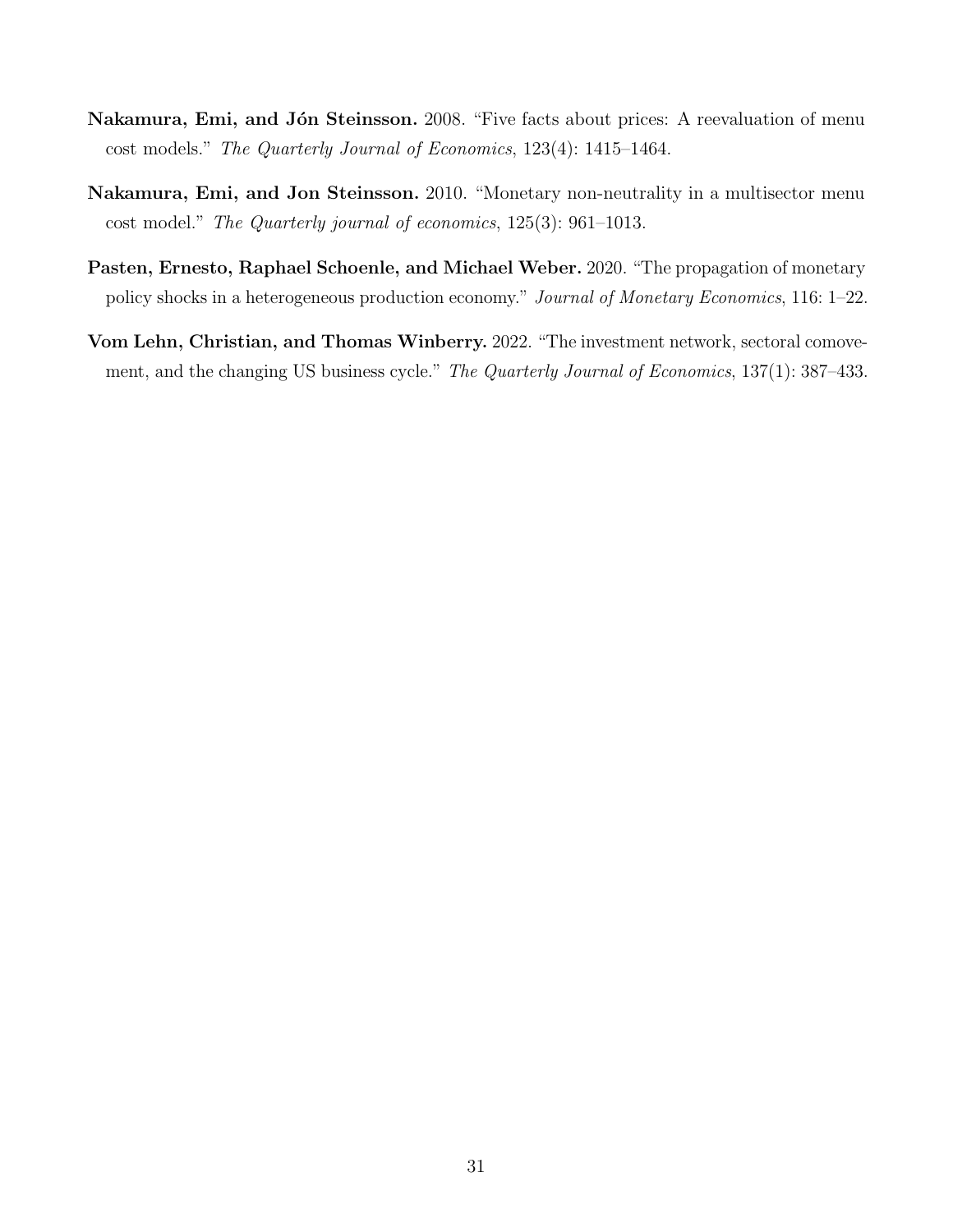**Nakamura, Emi, and Jón Steinsson.** 2008. "Five facts about prices: A reevaluation of menu cost models." *The Quarterly Journal of Economics*, 123(4): 1415–1464.

**Nakamura, Emi, and Jon Steinsson.** 2010. "Monetary non-neutrality in a multisector menu cost model." *The Quarterly journal of economics*, 125(3): 961–1013.

**Pasten, Ernesto, Raphael Schoenle, and Michael Weber.** 2020. "The propagation of monetary policy shocks in a heterogeneous production economy." *Journal of Monetary Economics*, 116: 1–22.

**Vom Lehn, Christian, and Thomas Winberry.** 2022. "The investment network, sectoral comovement, and the changing US business cycle." *The Quarterly Journal of Economics*, 137(1): 387–433.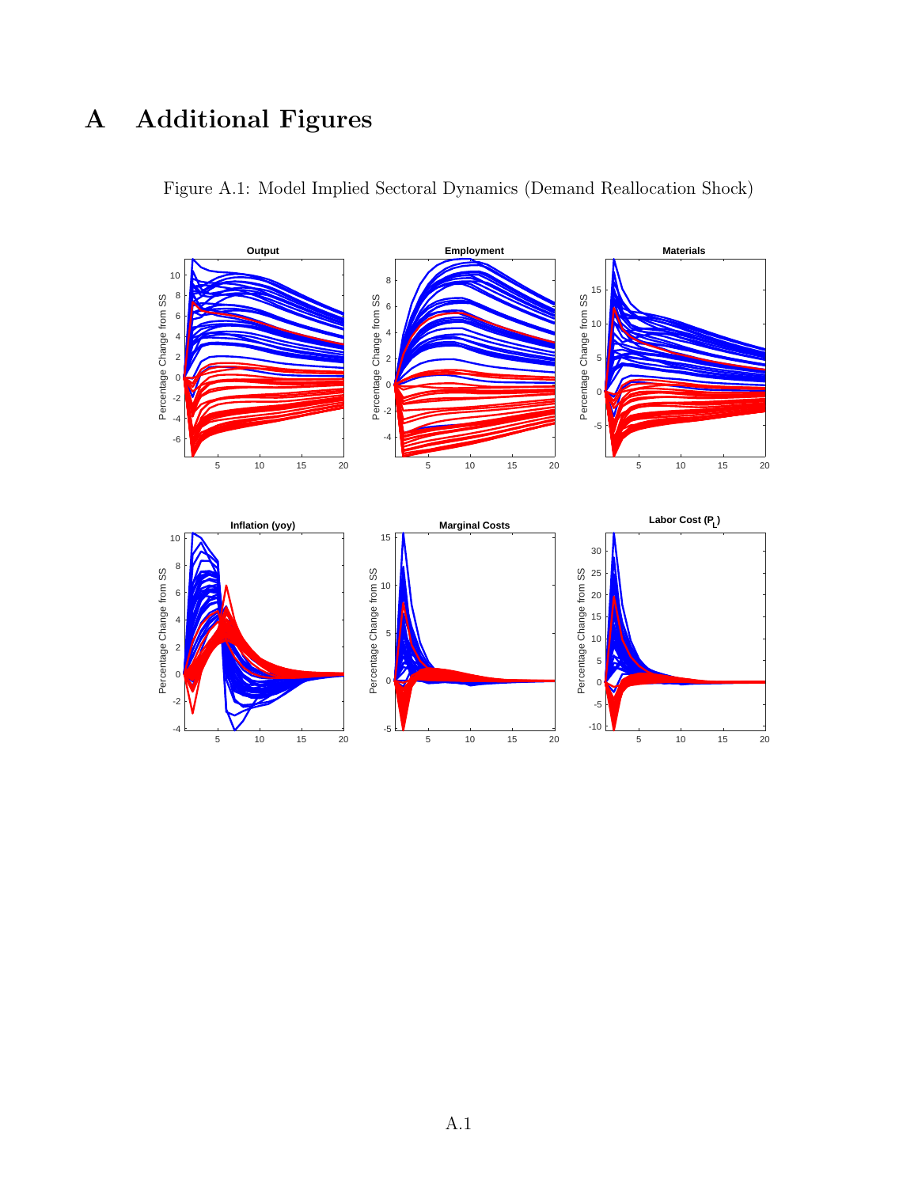# A Additional Figures

Figure A.1: Model Implied Sectoral Dynamics (Demand Reallocation Shock)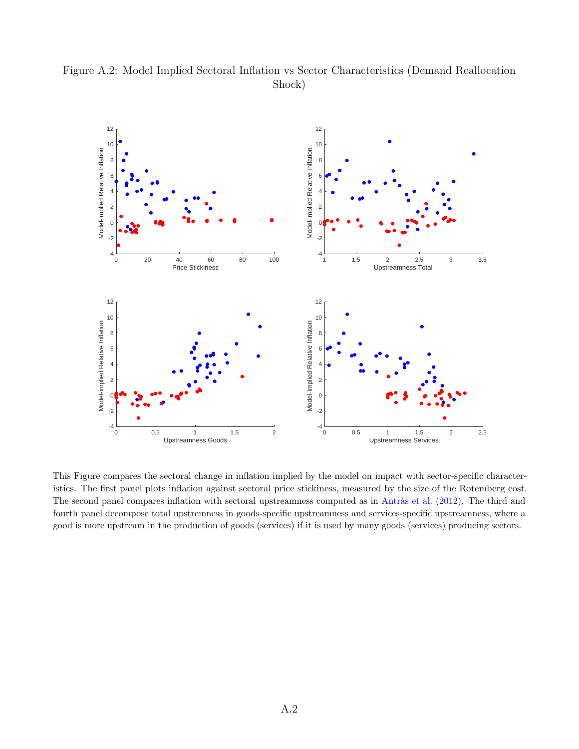Figure A.2: Model Implied Sectoral Inflation vs Sector Characteristics (Demand Reallocation Shock)

This Figure compares the sectoral change in inflation implied by the model on impact with sector-specific characteristics. The first panel plots inflation against sectoral price stickiness, measured by the size of the Rotemberg cost. The second panel compares inflation with sectoral upstreamness computed as in Antràs et al. (2012). The third and fourth panel decompose total upstremness in goods-specific upstreamness and services-specific upstreamness, where a good is more upstream in the production of goods (services) if it is used by many goods (services) producing sectors.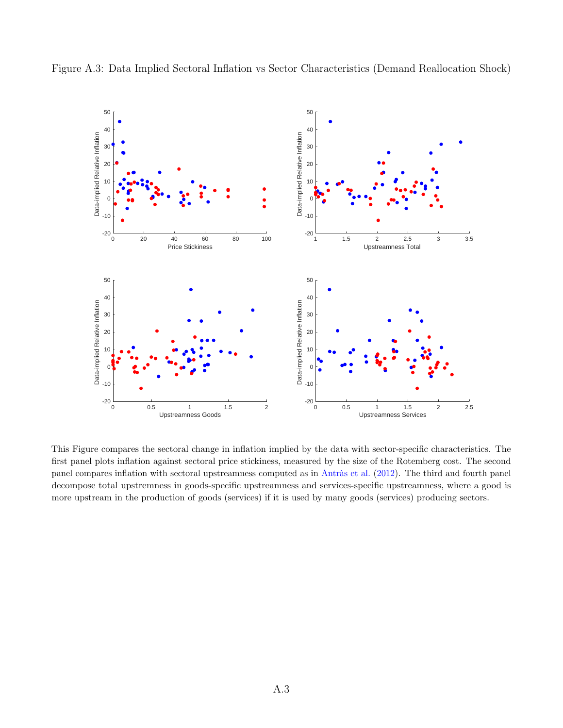Figure A.3: Data Implied Sectoral Inflation vs Sector Characteristics (Demand Reallocation Shock)

Data-implied Relative Inflation

50
40
30
20
10
0
-10
-20

0 20 40 60 80 100

Price Stickiness

Data-implied Relative Inflation

50
40
30
20
10
0
-10
-20

1 1.5 2 2.5 3 3.5

Upstreamness Total

Data-implied Relative Inflation

50
40
30
20
10
0
-10
-20

0 0.5 1 1.5 2

Upstreamness Goods

Data-implied Relative Inflation

50
40
30
20
10
0
-10
-20

0 0.5 1 1.5 2 2.5

Upstreamness Services

This Figure compares the sectoral change in inflation implied by the data with sector-specific characteristics. The first panel plots inflation against sectoral price stickiness, measured by the size of the Rotemberg cost. The second panel compares inflation with sectoral upstreamness computed as in Antràs et al. (2012). The third and fourth panel decompose total upstremness in goods-specific upstreamness and services-specific upstreamness, where a good is more upstream in the production of goods (services) if it is used by many goods (services) producing sectors.